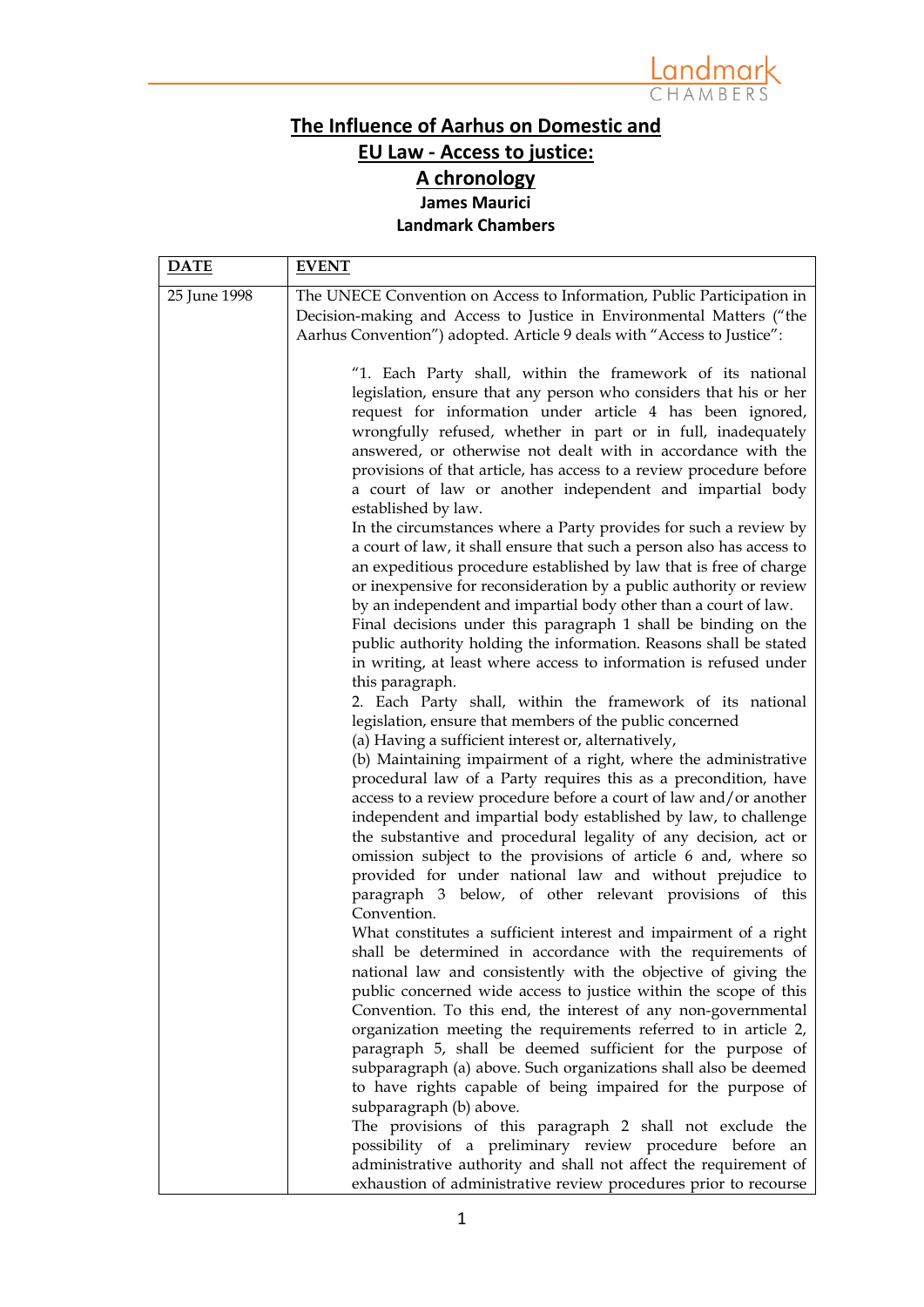# The Influence of Aarhus on Domestic and EU Law - Access to justice: A chronology

**James Maurici**

**Landmark Chambers**

| DATE | EVENT |
|---|---|
| 25 June 1998 | The UNECE Convention on Access to Information, Public Participation in Decision-making and Access to Justice in Environmental Matters ("the Aarhus Convention") adopted. Article 9 deals with "Access to Justice":<br><br>"1. Each Party shall, within the framework of its national legislation, ensure that any person who considers that his or her request for information under article 4 has been ignored, wrongfully refused, whether in part or in full, inadequately answered, or otherwise not dealt with in accordance with the provisions of that article, has access to a review procedure before a court of law or another independent and impartial body established by law.<br>In the circumstances where a Party provides for such a review by a court of law, it shall ensure that such a person also has access to an expeditious procedure established by law that is free of charge or inexpensive for reconsideration by a public authority or review by an independent and impartial body other than a court of law.<br>Final decisions under this paragraph 1 shall be binding on the public authority holding the information. Reasons shall be stated in writing, at least where access to information is refused under this paragraph.<br>2. Each Party shall, within the framework of its national legislation, ensure that members of the public concerned<br>(a) Having a sufficient interest or, alternatively,<br>(b) Maintaining impairment of a right, where the administrative procedural law of a Party requires this as a precondition, have access to a review procedure before a court of law and/or another independent and impartial body established by law, to challenge the substantive and procedural legality of any decision, act or omission subject to the provisions of article 6 and, where so provided for under national law and without prejudice to paragraph 3 below, of other relevant provisions of this Convention.<br>What constitutes a sufficient interest and impairment of a right shall be determined in accordance with the requirements of national law and consistently with the objective of giving the public concerned wide access to justice within the scope of this Convention. To this end, the interest of any non-governmental organization meeting the requirements referred to in article 2, paragraph 5, shall be deemed sufficient for the purpose of subparagraph (a) above. Such organizations shall also be deemed to have rights capable of being impaired for the purpose of subparagraph (b) above.<br>The provisions of this paragraph 2 shall not exclude the possibility of a preliminary review procedure before an administrative authority and shall not affect the requirement of exhaustion of administrative review procedures prior to recourse |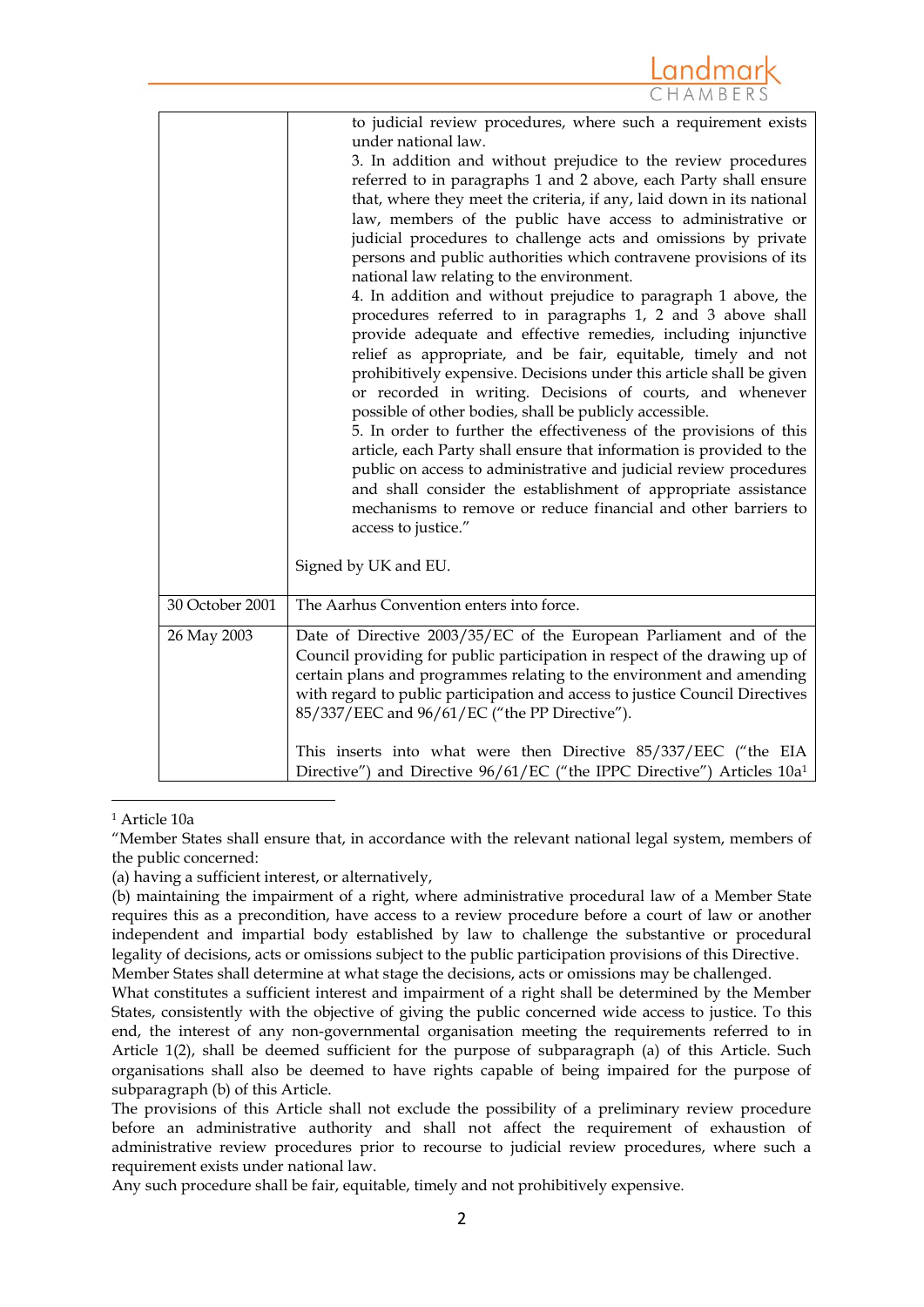| | |
|---|---|
| | to judicial review procedures, where such a requirement exists under national law.<br>3. In addition and without prejudice to the review procedures referred to in paragraphs 1 and 2 above, each Party shall ensure that, where they meet the criteria, if any, laid down in its national law, members of the public have access to administrative or judicial procedures to challenge acts and omissions by private persons and public authorities which contravene provisions of its national law relating to the environment.<br>4. In addition and without prejudice to paragraph 1 above, the procedures referred to in paragraphs 1, 2 and 3 above shall provide adequate and effective remedies, including injunctive relief as appropriate, and be fair, equitable, timely and not prohibitively expensive. Decisions under this article shall be given or recorded in writing. Decisions of courts, and whenever possible of other bodies, shall be publicly accessible.<br>5. In order to further the effectiveness of the provisions of this article, each Party shall ensure that information is provided to the public on access to administrative and judicial review procedures and shall consider the establishment of appropriate assistance mechanisms to remove or reduce financial and other barriers to access to justice."<br><br>Signed by UK and EU. |
| 30 October 2001 | The Aarhus Convention enters into force. |
| 26 May 2003 | Date of Directive 2003/35/EC of the European Parliament and of the Council providing for public participation in respect of the drawing up of certain plans and programmes relating to the environment and amending with regard to public participation and access to justice Council Directives 85/337/EEC and 96/61/EC ("the PP Directive").<br><br>This inserts into what were then Directive 85/337/EEC ("the EIA Directive") and Directive 96/61/EC ("the IPPC Directive") Articles 10a[1] |

[1] Article 10a

"Member States shall ensure that, in accordance with the relevant national legal system, members of the public concerned:

(a) having a sufficient interest, or alternatively,

(b) maintaining the impairment of a right, where administrative procedural law of a Member State requires this as a precondition, have access to a review procedure before a court of law or another independent and impartial body established by law to challenge the substantive or procedural legality of decisions, acts or omissions subject to the public participation provisions of this Directive.

Member States shall determine at what stage the decisions, acts or omissions may be challenged.

What constitutes a sufficient interest and impairment of a right shall be determined by the Member States, consistently with the objective of giving the public concerned wide access to justice. To this end, the interest of any non-governmental organisation meeting the requirements referred to in Article 1(2), shall be deemed sufficient for the purpose of subparagraph (a) of this Article. Such organisations shall also be deemed to have rights capable of being impaired for the purpose of subparagraph (b) of this Article.

The provisions of this Article shall not exclude the possibility of a preliminary review procedure before an administrative authority and shall not affect the requirement of exhaustion of administrative review procedures prior to recourse to judicial review procedures, where such a requirement exists under national law.

Any such procedure shall be fair, equitable, timely and not prohibitively expensive.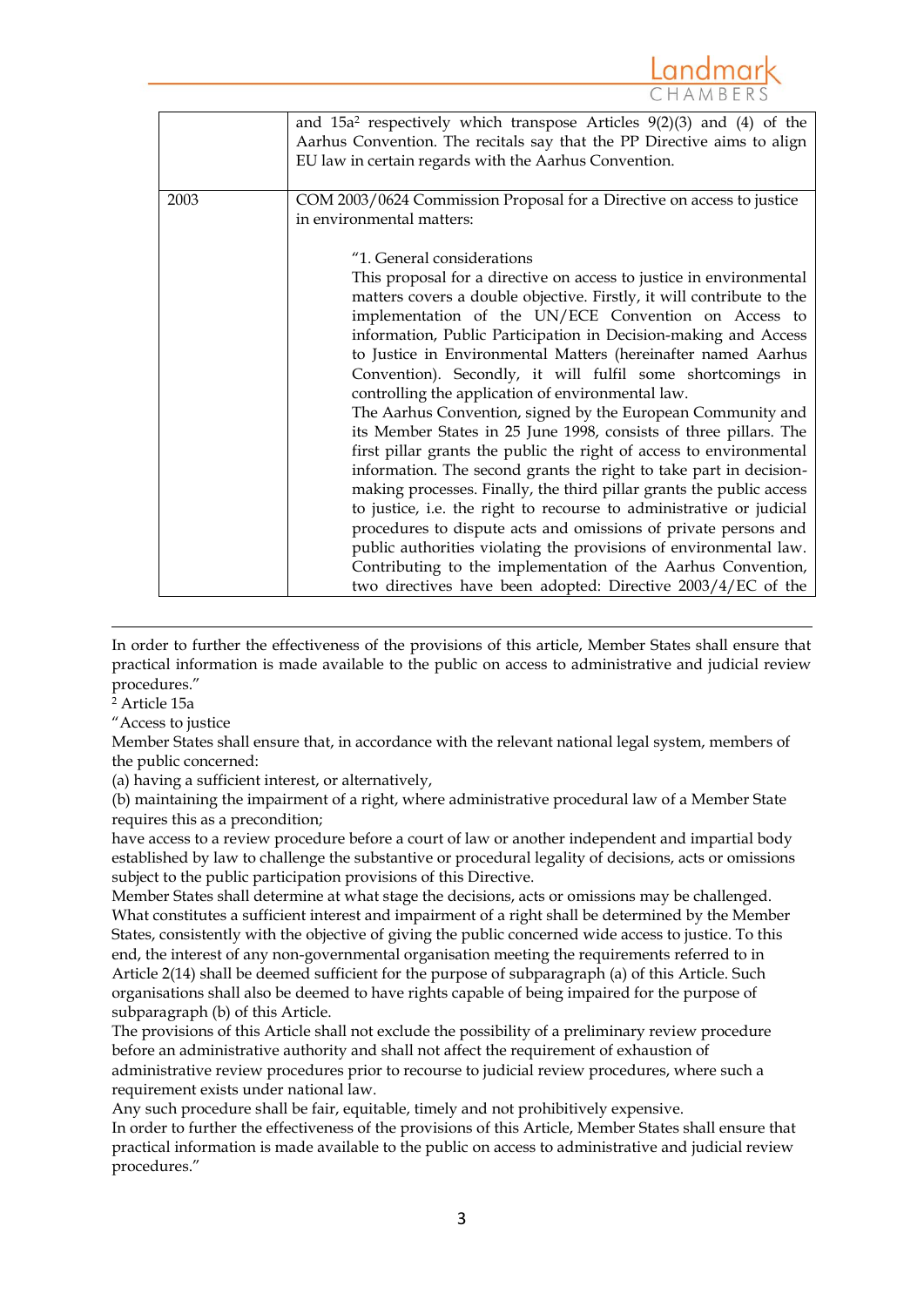| | |
|---|---|
| | and 15a[2] respectively which transpose Articles 9(2)(3) and (4) of the Aarhus Convention. The recitals say that the PP Directive aims to align EU law in certain regards with the Aarhus Convention. |
| 2003 | COM 2003/0624 Commission Proposal for a Directive on access to justice in environmental matters:<br><br>"1. General considerations<br>This proposal for a directive on access to justice in environmental matters covers a double objective. Firstly, it will contribute to the implementation of the UN/ECE Convention on Access to information, Public Participation in Decision-making and Access to Justice in Environmental Matters (hereinafter named Aarhus Convention). Secondly, it will fulfil some shortcomings in controlling the application of environmental law.<br>The Aarhus Convention, signed by the European Community and its Member States in 25 June 1998, consists of three pillars. The first pillar grants the public the right of access to environmental information. The second grants the right to take part in decision-making processes. Finally, the third pillar grants the public access to justice, i.e. the right to recourse to administrative or judicial procedures to dispute acts and omissions of private persons and public authorities violating the provisions of environmental law. Contributing to the implementation of the Aarhus Convention, two directives have been adopted: Directive 2003/4/EC of the |

In order to further the effectiveness of the provisions of this article, Member States shall ensure that practical information is made available to the public on access to administrative and judicial review procedures."

[2] Article 15a

"Access to justice

Member States shall ensure that, in accordance with the relevant national legal system, members of the public concerned:

(a) having a sufficient interest, or alternatively,

(b) maintaining the impairment of a right, where administrative procedural law of a Member State requires this as a precondition;

have access to a review procedure before a court of law or another independent and impartial body established by law to challenge the substantive or procedural legality of decisions, acts or omissions subject to the public participation provisions of this Directive.

Member States shall determine at what stage the decisions, acts or omissions may be challenged.

What constitutes a sufficient interest and impairment of a right shall be determined by the Member States, consistently with the objective of giving the public concerned wide access to justice. To this end, the interest of any non-governmental organisation meeting the requirements referred to in Article 2(14) shall be deemed sufficient for the purpose of subparagraph (a) of this Article. Such organisations shall also be deemed to have rights capable of being impaired for the purpose of subparagraph (b) of this Article.

The provisions of this Article shall not exclude the possibility of a preliminary review procedure before an administrative authority and shall not affect the requirement of exhaustion of administrative review procedures prior to recourse to judicial review procedures, where such a requirement exists under national law.

Any such procedure shall be fair, equitable, timely and not prohibitively expensive.

In order to further the effectiveness of the provisions of this Article, Member States shall ensure that practical information is made available to the public on access to administrative and judicial review procedures."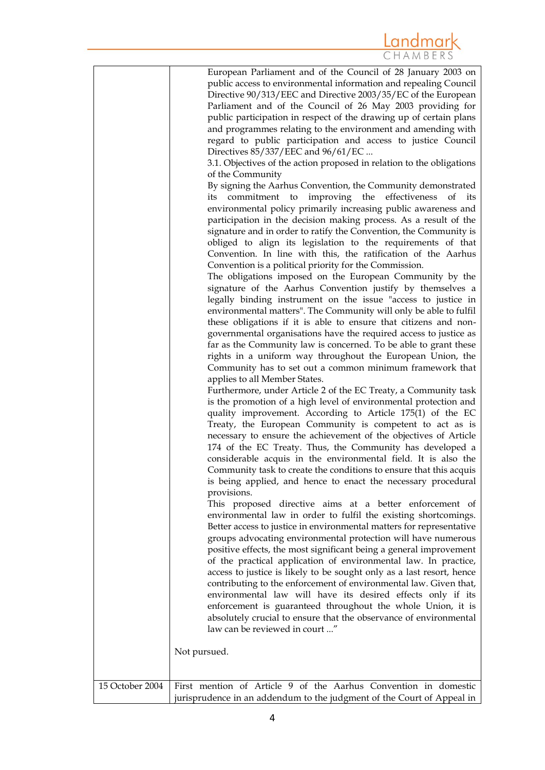| | |
|---|---|
| | European Parliament and of the Council of 28 January 2003 on public access to environmental information and repealing Council Directive 90/313/EEC and Directive 2003/35/EC of the European Parliament and of the Council of 26 May 2003 providing for public participation in respect of the drawing up of certain plans and programmes relating to the environment and amending with regard to public participation and access to justice Council Directives 85/337/EEC and 96/61/EC ...<br>3.1. Objectives of the action proposed in relation to the obligations of the Community<br>By signing the Aarhus Convention, the Community demonstrated its commitment to improving the effectiveness of its environmental policy primarily increasing public awareness and participation in the decision making process. As a result of the signature and in order to ratify the Convention, the Community is obliged to align its legislation to the requirements of that Convention. In line with this, the ratification of the Aarhus Convention is a political priority for the Commission.<br>The obligations imposed on the European Community by the signature of the Aarhus Convention justify by themselves a legally binding instrument on the issue "access to justice in environmental matters". The Community will only be able to fulfil these obligations if it is able to ensure that citizens and non-governmental organisations have the required access to justice as far as the Community law is concerned. To be able to grant these rights in a uniform way throughout the European Union, the Community has to set out a common minimum framework that applies to all Member States.<br>Furthermore, under Article 2 of the EC Treaty, a Community task is the promotion of a high level of environmental protection and quality improvement. According to Article 175(1) of the EC Treaty, the European Community is competent to act as is necessary to ensure the achievement of the objectives of Article 174 of the EC Treaty. Thus, the Community has developed a considerable acquis in the environmental field. It is also the Community task to create the conditions to ensure that this acquis is being applied, and hence to enact the necessary procedural provisions.<br>This proposed directive aims at a better enforcement of environmental law in order to fulfil the existing shortcomings. Better access to justice in environmental matters for representative groups advocating environmental protection will have numerous positive effects, the most significant being a general improvement of the practical application of environmental law. In practice, access to justice is likely to be sought only as a last resort, hence contributing to the enforcement of environmental law. Given that, environmental law will have its desired effects only if its enforcement is guaranteed throughout the whole Union, it is absolutely crucial to ensure that the observance of environmental law can be reviewed in court ..."<br><br>Not pursued. |
| 15 October 2004 | First mention of Article 9 of the Aarhus Convention in domestic jurisprudence in an addendum to the judgment of the Court of Appeal in |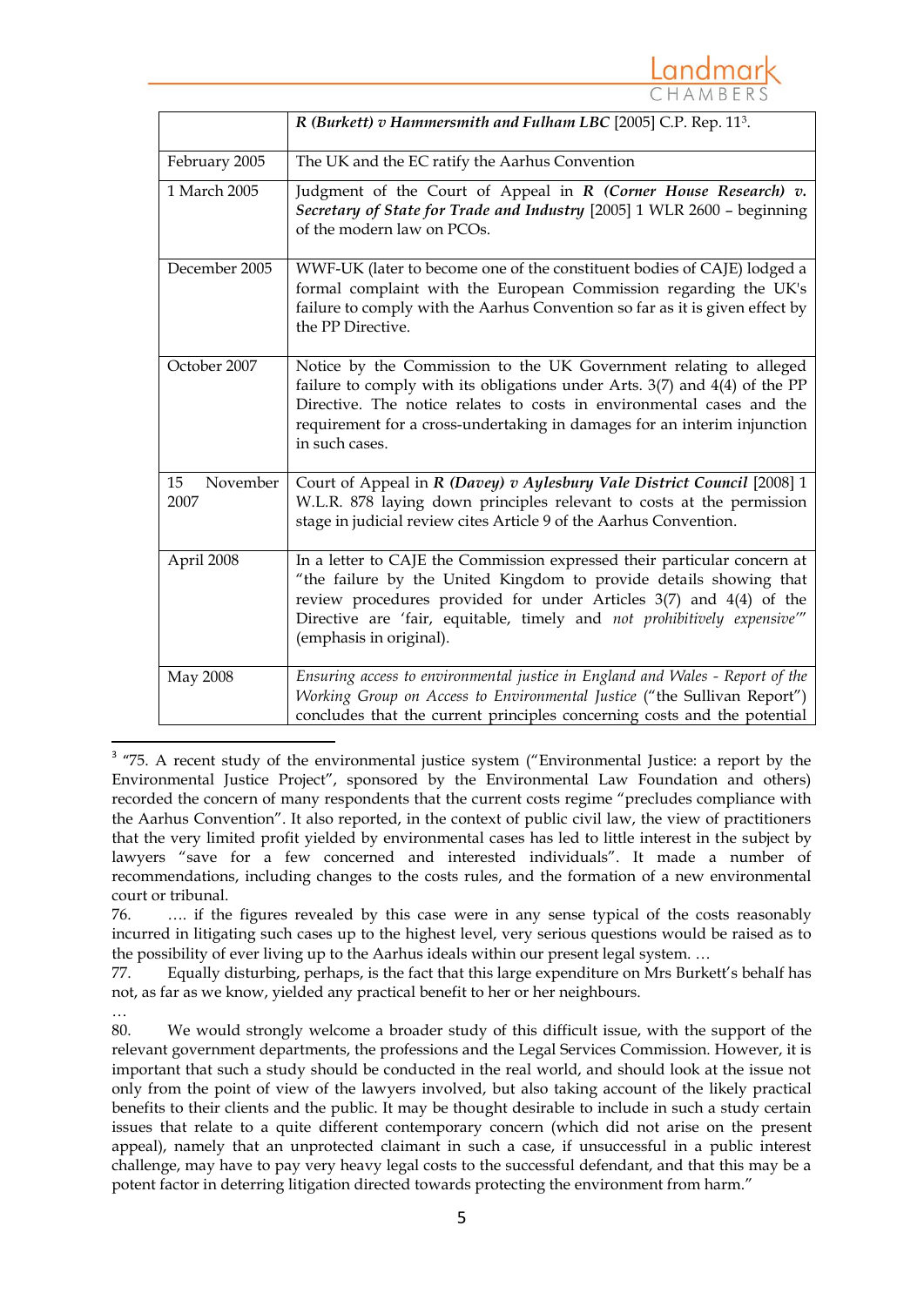| | |
|---|---|
| | ***R (Burkett) v Hammersmith and Fulham LBC*** [2005] C.P. Rep. 11[3]. |
| February 2005 | The UK and the EC ratify the Aarhus Convention |
| 1 March 2005 | Judgment of the Court of Appeal in ***R (Corner House Research) v. Secretary of State for Trade and Industry*** [2005] 1 WLR 2600 – beginning of the modern law on PCOs. |
| December 2005 | WWF-UK (later to become one of the constituent bodies of CAJE) lodged a formal complaint with the European Commission regarding the UK's failure to comply with the Aarhus Convention so far as it is given effect by the PP Directive. |
| October 2007 | Notice by the Commission to the UK Government relating to alleged failure to comply with its obligations under Arts. 3(7) and 4(4) of the PP Directive. The notice relates to costs in environmental cases and the requirement for a cross-undertaking in damages for an interim injunction in such cases. |
| 15 November 2007 | Court of Appeal in ***R (Davey) v Aylesbury Vale District Council*** [2008] 1 W.L.R. 878 laying down principles relevant to costs at the permission stage in judicial review cites Article 9 of the Aarhus Convention. |
| April 2008 | In a letter to CAJE the Commission expressed their particular concern at "the failure by the United Kingdom to provide details showing that review procedures provided for under Articles 3(7) and 4(4) of the Directive are 'fair, equitable, timely and *not prohibitively expensive*'" (emphasis in original). |
| May 2008 | *Ensuring access to environmental justice in England and Wales - Report of the Working Group on Access to Environmental Justice* ("the Sullivan Report") concludes that the current principles concerning costs and the potential |

---

[3] "75. A recent study of the environmental justice system ("Environmental Justice: a report by the Environmental Justice Project", sponsored by the Environmental Law Foundation and others) recorded the concern of many respondents that the current costs regime "precludes compliance with the Aarhus Convention". It also reported, in the context of public civil law, the view of practitioners that the very limited profit yielded by environmental cases has led to little interest in the subject by lawyers "save for a few concerned and interested individuals". It made a number of recommendations, including changes to the costs rules, and the formation of a new environmental court or tribunal.

76. …. if the figures revealed by this case were in any sense typical of the costs reasonably incurred in litigating such cases up to the highest level, very serious questions would be raised as to the possibility of ever living up to the Aarhus ideals within our present legal system. …

77. Equally disturbing, perhaps, is the fact that this large expenditure on Mrs Burkett's behalf has not, as far as we know, yielded any practical benefit to her or her neighbours.

…

80. We would strongly welcome a broader study of this difficult issue, with the support of the relevant government departments, the professions and the Legal Services Commission. However, it is important that such a study should be conducted in the real world, and should look at the issue not only from the point of view of the lawyers involved, but also taking account of the likely practical benefits to their clients and the public. It may be thought desirable to include in such a study certain issues that relate to a quite different contemporary concern (which did not arise on the present appeal), namely that an unprotected claimant in such a case, if unsuccessful in a public interest challenge, may have to pay very heavy legal costs to the successful defendant, and that this may be a potent factor in deterring litigation directed towards protecting the environment from harm."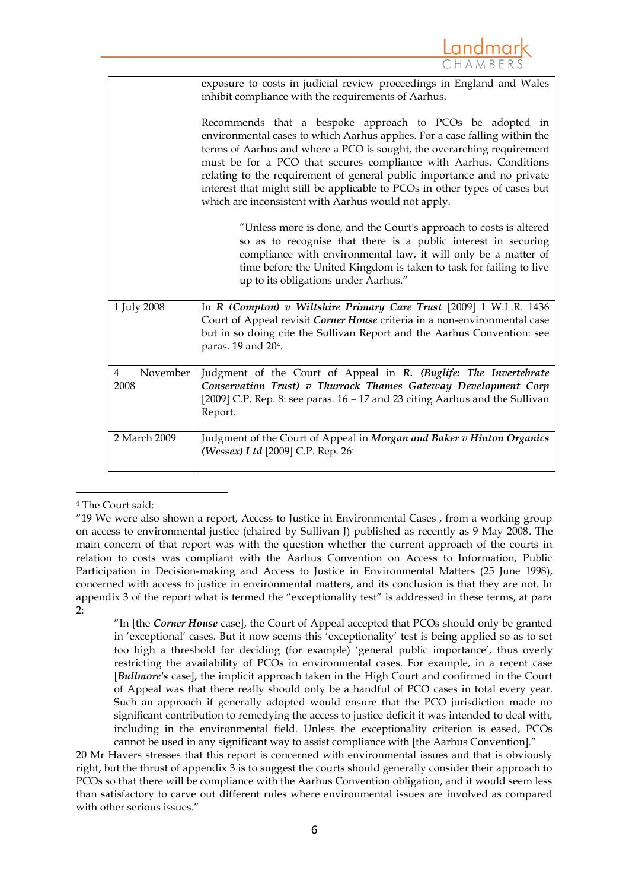| | |
|---|---|
| | exposure to costs in judicial review proceedings in England and Wales inhibit compliance with the requirements of Aarhus.<br><br>Recommends that a bespoke approach to PCOs be adopted in environmental cases to which Aarhus applies. For a case falling within the terms of Aarhus and where a PCO is sought, the overarching requirement must be for a PCO that secures compliance with Aarhus. Conditions relating to the requirement of general public importance and no private interest that might still be applicable to PCOs in other types of cases but which are inconsistent with Aarhus would not apply.<br><br>"Unless more is done, and the Court's approach to costs is altered so as to recognise that there is a public interest in securing compliance with environmental law, it will only be a matter of time before the United Kingdom is taken to task for failing to live up to its obligations under Aarhus." |
| 1 July 2008 | In ***R (Compton) v Wiltshire Primary Care Trust*** [2009] 1 W.L.R. 1436 Court of Appeal revisit ***Corner House*** criteria in a non-environmental case but in so doing cite the Sullivan Report and the Aarhus Convention: see paras. 19 and 20[4]. |
| 4 November 2008 | Judgment of the Court of Appeal in ***R. (Buglife: The Invertebrate Conservation Trust) v Thurrock Thames Gateway Development Corp*** [2009] C.P. Rep. 8: see paras. 16 – 17 and 23 citing Aarhus and the Sullivan Report. |
| 2 March 2009 | Judgment of the Court of Appeal in ***Morgan and Baker v Hinton Organics (Wessex) Ltd*** [2009] C.P. Rep. 26. |

---

[4] The Court said:

"19 We were also shown a report, Access to Justice in Environmental Cases , from a working group on access to environmental justice (chaired by Sullivan J) published as recently as 9 May 2008. The main concern of that report was with the question whether the current approach of the courts in relation to costs was compliant with the Aarhus Convention on Access to Information, Public Participation in Decision-making and Access to Justice in Environmental Matters (25 June 1998), concerned with access to justice in environmental matters, and its conclusion is that they are not. In appendix 3 of the report what is termed the "exceptionality test" is addressed in these terms, at para 2:

> "In [the ***Corner House*** case], the Court of Appeal accepted that PCOs should only be granted in 'exceptional' cases. But it now seems this 'exceptionality' test is being applied so as to set too high a threshold for deciding (for example) 'general public importance', thus overly restricting the availability of PCOs in environmental cases. For example, in a recent case [***Bullmore's*** case], the implicit approach taken in the High Court and confirmed in the Court of Appeal was that there really should only be a handful of PCO cases in total every year. Such an approach if generally adopted would ensure that the PCO jurisdiction made no significant contribution to remedying the access to justice deficit it was intended to deal with, including in the environmental field. Unless the exceptionality criterion is eased, PCOs cannot be used in any significant way to assist compliance with [the Aarhus Convention]."

20 Mr Havers stresses that this report is concerned with environmental issues and that is obviously right, but the thrust of appendix 3 is to suggest the courts should generally consider their approach to PCOs so that there will be compliance with the Aarhus Convention obligation, and it would seem less than satisfactory to carve out different rules where environmental issues are involved as compared with other serious issues."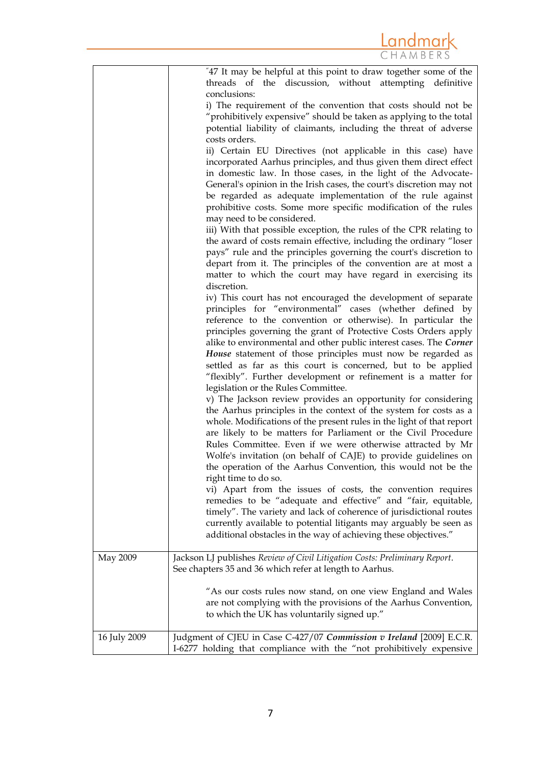| | |
|---|---|
| | "47 It may be helpful at this point to draw together some of the threads of the discussion, without attempting definitive conclusions:<br>i) The requirement of the convention that costs should not be "prohibitively expensive" should be taken as applying to the total potential liability of claimants, including the threat of adverse costs orders.<br>ii) Certain EU Directives (not applicable in this case) have incorporated Aarhus principles, and thus given them direct effect in domestic law. In those cases, in the light of the Advocate-General's opinion in the Irish cases, the court's discretion may not be regarded as adequate implementation of the rule against prohibitive costs. Some more specific modification of the rules may need to be considered.<br>iii) With that possible exception, the rules of the CPR relating to the award of costs remain effective, including the ordinary "loser pays" rule and the principles governing the court's discretion to depart from it. The principles of the convention are at most a matter to which the court may have regard in exercising its discretion.<br>iv) This court has not encouraged the development of separate principles for "environmental" cases (whether defined by reference to the convention or otherwise). In particular the principles governing the grant of Protective Costs Orders apply alike to environmental and other public interest cases. The ***Corner House*** statement of those principles must now be regarded as settled as far as this court is concerned, but to be applied "flexibly". Further development or refinement is a matter for legislation or the Rules Committee.<br>v) The Jackson review provides an opportunity for considering the Aarhus principles in the context of the system for costs as a whole. Modifications of the present rules in the light of that report are likely to be matters for Parliament or the Civil Procedure Rules Committee. Even if we were otherwise attracted by Mr Wolfe's invitation (on behalf of CAJE) to provide guidelines on the operation of the Aarhus Convention, this would not be the right time to do so.<br>vi) Apart from the issues of costs, the convention requires remedies to be "adequate and effective" and "fair, equitable, timely". The variety and lack of coherence of jurisdictional routes currently available to potential litigants may arguably be seen as additional obstacles in the way of achieving these objectives." |
| May 2009 | Jackson LJ publishes *Review of Civil Litigation Costs: Preliminary Report*. See chapters 35 and 36 which refer at length to Aarhus.<br><br>"As our costs rules now stand, on one view England and Wales are not complying with the provisions of the Aarhus Convention, to which the UK has voluntarily signed up." |
| 16 July 2009 | Judgment of CJEU in Case C-427/07 ***Commission v Ireland*** [2009] E.C.R. I-6277 holding that compliance with the "not prohibitively expensive |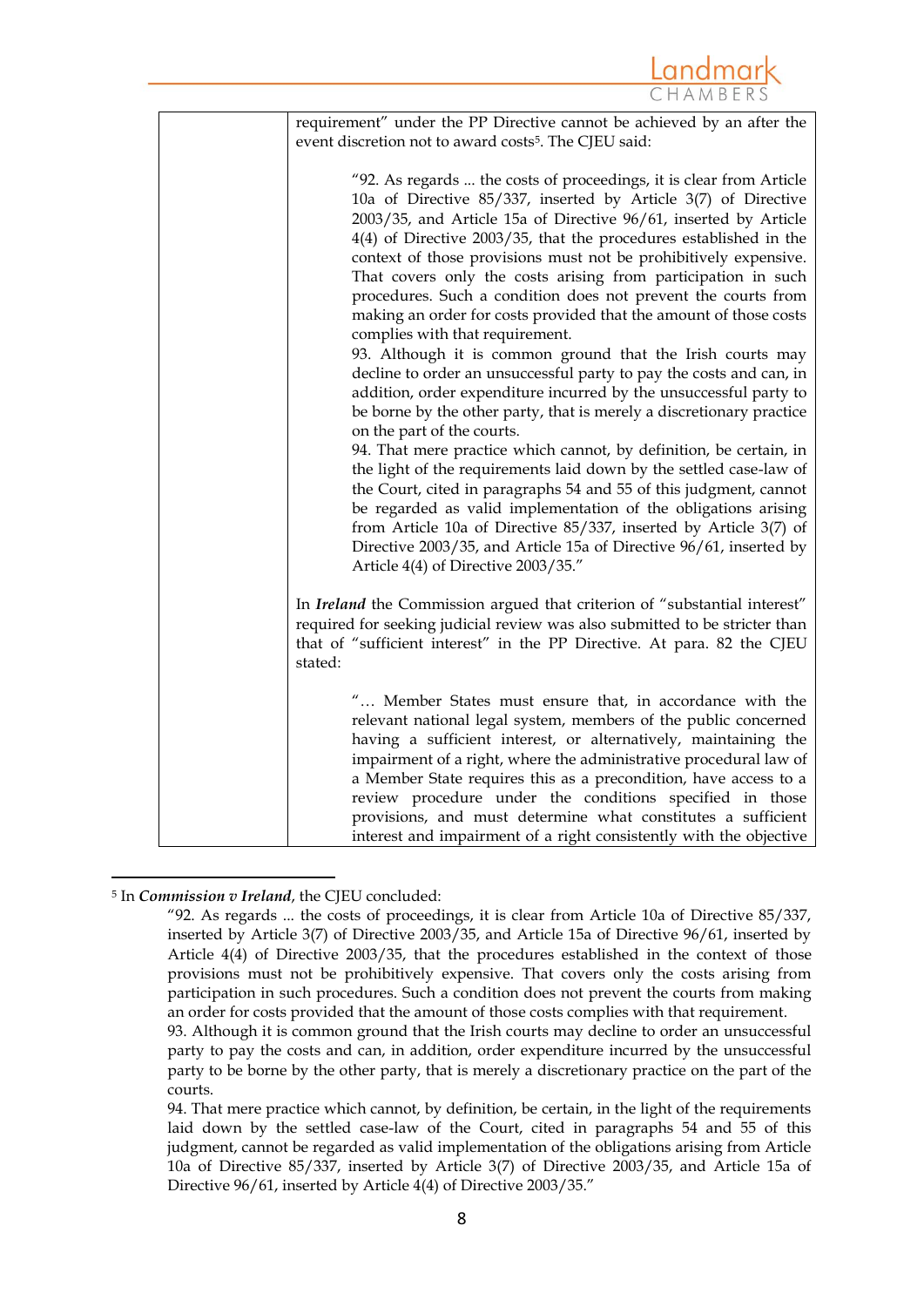| | requirement" under the PP Directive cannot be achieved by an after the event discretion not to award costs[5]. The CJEU said:<br><br>"92. As regards ... the costs of proceedings, it is clear from Article 10a of Directive 85/337, inserted by Article 3(7) of Directive 2003/35, and Article 15a of Directive 96/61, inserted by Article 4(4) of Directive 2003/35, that the procedures established in the context of those provisions must not be prohibitively expensive. That covers only the costs arising from participation in such procedures. Such a condition does not prevent the courts from making an order for costs provided that the amount of those costs complies with that requirement.<br>93. Although it is common ground that the Irish courts may decline to order an unsuccessful party to pay the costs and can, in addition, order expenditure incurred by the unsuccessful party to be borne by the other party, that is merely a discretionary practice on the part of the courts.<br>94. That mere practice which cannot, by definition, be certain, in the light of the requirements laid down by the settled case-law of the Court, cited in paragraphs 54 and 55 of this judgment, cannot be regarded as valid implementation of the obligations arising from Article 10a of Directive 85/337, inserted by Article 3(7) of Directive 2003/35, and Article 15a of Directive 96/61, inserted by Article 4(4) of Directive 2003/35."<br><br>In ***Ireland*** the Commission argued that criterion of "substantial interest" required for seeking judicial review was also submitted to be stricter than that of "sufficient interest" in the PP Directive. At para. 82 the CJEU stated:<br><br>"… Member States must ensure that, in accordance with the relevant national legal system, members of the public concerned having a sufficient interest, or alternatively, maintaining the impairment of a right, where the administrative procedural law of a Member State requires this as a precondition, have access to a review procedure under the conditions specified in those provisions, and must determine what constitutes a sufficient interest and impairment of a right consistently with the objective |
|---|---|

[5] In ***Commission v Ireland***, the CJEU concluded:

"92. As regards ... the costs of proceedings, it is clear from Article 10a of Directive 85/337, inserted by Article 3(7) of Directive 2003/35, and Article 15a of Directive 96/61, inserted by Article 4(4) of Directive 2003/35, that the procedures established in the context of those provisions must not be prohibitively expensive. That covers only the costs arising from participation in such procedures. Such a condition does not prevent the courts from making an order for costs provided that the amount of those costs complies with that requirement.
93. Although it is common ground that the Irish courts may decline to order an unsuccessful party to pay the costs and can, in addition, order expenditure incurred by the unsuccessful party to be borne by the other party, that is merely a discretionary practice on the part of the courts.
94. That mere practice which cannot, by definition, be certain, in the light of the requirements laid down by the settled case-law of the Court, cited in paragraphs 54 and 55 of this judgment, cannot be regarded as valid implementation of the obligations arising from Article 10a of Directive 85/337, inserted by Article 3(7) of Directive 2003/35, and Article 15a of Directive 96/61, inserted by Article 4(4) of Directive 2003/35."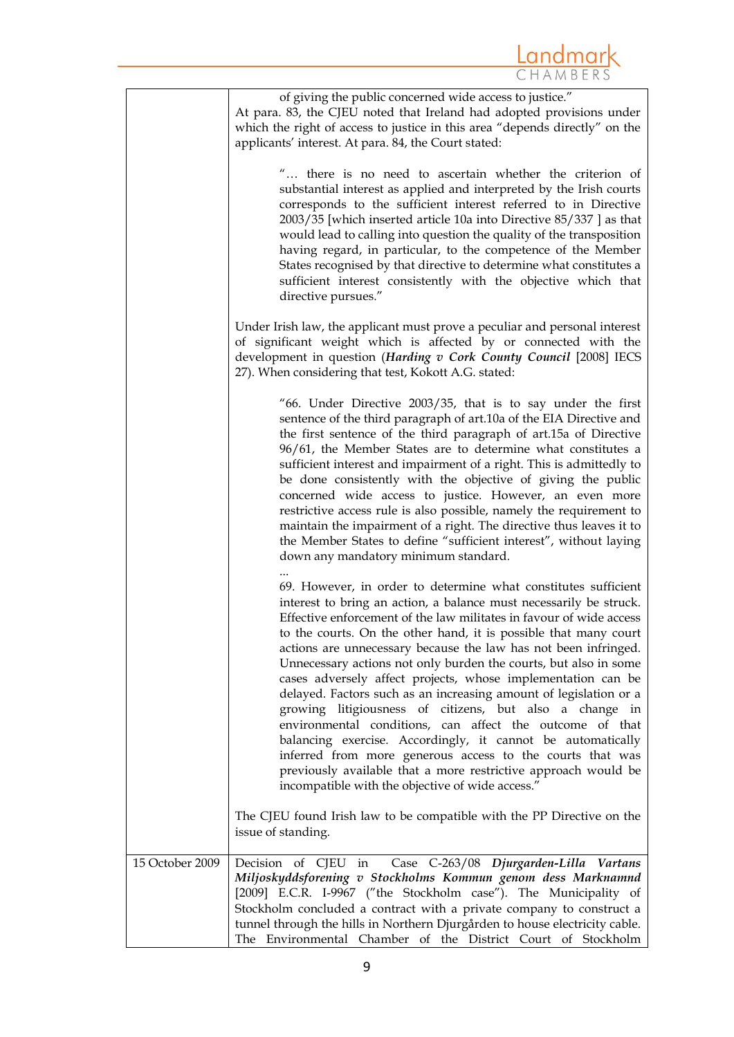| | |
|---|---|
| | of giving the public concerned wide access to justice." <br>At para. 83, the CJEU noted that Ireland had adopted provisions under which the right of access to justice in this area "depends directly" on the applicants' interest. At para. 84, the Court stated: <br><br>"… there is no need to ascertain whether the criterion of substantial interest as applied and interpreted by the Irish courts corresponds to the sufficient interest referred to in Directive 2003/35 [which inserted article 10a into Directive 85/337 ] as that would lead to calling into question the quality of the transposition having regard, in particular, to the competence of the Member States recognised by that directive to determine what constitutes a sufficient interest consistently with the objective which that directive pursues." <br><br>Under Irish law, the applicant must prove a peculiar and personal interest of significant weight which is affected by or connected with the development in question (***Harding v Cork County Council*** [2008] IECS 27). When considering that test, Kokott A.G. stated: <br><br>"66. Under Directive 2003/35, that is to say under the first sentence of the third paragraph of art.10a of the EIA Directive and the first sentence of the third paragraph of art.15a of Directive 96/61, the Member States are to determine what constitutes a sufficient interest and impairment of a right. This is admittedly to be done consistently with the objective of giving the public concerned wide access to justice. However, an even more restrictive access rule is also possible, namely the requirement to maintain the impairment of a right. The directive thus leaves it to the Member States to define "sufficient interest", without laying down any mandatory minimum standard. <br>… <br>69. However, in order to determine what constitutes sufficient interest to bring an action, a balance must necessarily be struck. Effective enforcement of the law militates in favour of wide access to the courts. On the other hand, it is possible that many court actions are unnecessary because the law has not been infringed. Unnecessary actions not only burden the courts, but also in some cases adversely affect projects, whose implementation can be delayed. Factors such as an increasing amount of legislation or a growing litigiousness of citizens, but also a change in environmental conditions, can affect the outcome of that balancing exercise. Accordingly, it cannot be automatically inferred from more generous access to the courts that was previously available that a more restrictive approach would be incompatible with the objective of wide access." <br><br>The CJEU found Irish law to be compatible with the PP Directive on the issue of standing. |
| 15 October 2009 | Decision of CJEU in Case C-263/08 ***Djurgarden-Lilla Vartans Miljoskyddsforening v Stockholms Kommun genom dess Marknamnd*** [2009] E.C.R. I-9967 ("the Stockholm case"). The Municipality of Stockholm concluded a contract with a private company to construct a tunnel through the hills in Northern Djurgården to house electricity cable. The Environmental Chamber of the District Court of Stockholm |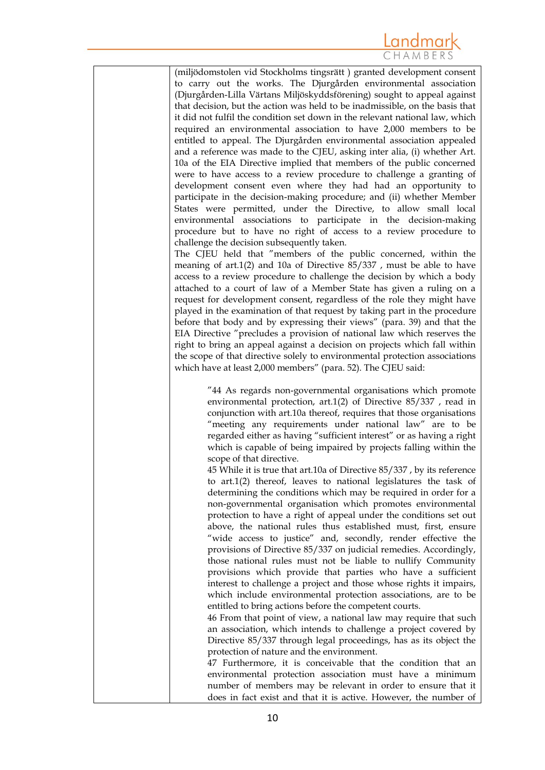(miljödomstolen vid Stockholms tingsrätt ) granted development consent to carry out the works. The Djurgården environmental association (Djurgården-Lilla Värtans Miljöskyddsförening) sought to appeal against that decision, but the action was held to be inadmissible, on the basis that it did not fulfil the condition set down in the relevant national law, which required an environmental association to have 2,000 members to be entitled to appeal. The Djurgården environmental association appealed and a reference was made to the CJEU, asking inter alia, (i) whether Art. 10a of the EIA Directive implied that members of the public concerned were to have access to a review procedure to challenge a granting of development consent even where they had had an opportunity to participate in the decision-making procedure; and (ii) whether Member States were permitted, under the Directive, to allow small local environmental associations to participate in the decision-making procedure but to have no right of access to a review procedure to challenge the decision subsequently taken.

The CJEU held that "members of the public concerned, within the meaning of art.1(2) and 10a of Directive 85/337 , must be able to have access to a review procedure to challenge the decision by which a body attached to a court of law of a Member State has given a ruling on a request for development consent, regardless of the role they might have played in the examination of that request by taking part in the procedure before that body and by expressing their views" (para. 39) and that the EIA Directive "precludes a provision of national law which reserves the right to bring an appeal against a decision on projects which fall within the scope of that directive solely to environmental protection associations which have at least 2,000 members" (para. 52). The CJEU said:

> "44 As regards non-governmental organisations which promote environmental protection, art.1(2) of Directive 85/337 , read in conjunction with art.10a thereof, requires that those organisations "meeting any requirements under national law" are to be regarded either as having "sufficient interest" or as having a right which is capable of being impaired by projects falling within the scope of that directive.
>
> 45 While it is true that art.10a of Directive 85/337 , by its reference to art.1(2) thereof, leaves to national legislatures the task of determining the conditions which may be required in order for a non-governmental organisation which promotes environmental protection to have a right of appeal under the conditions set out above, the national rules thus established must, first, ensure "wide access to justice" and, secondly, render effective the provisions of Directive 85/337 on judicial remedies. Accordingly, those national rules must not be liable to nullify Community provisions which provide that parties who have a sufficient interest to challenge a project and those whose rights it impairs, which include environmental protection associations, are to be entitled to bring actions before the competent courts.
>
> 46 From that point of view, a national law may require that such an association, which intends to challenge a project covered by Directive 85/337 through legal proceedings, has as its object the protection of nature and the environment.
>
> 47 Furthermore, it is conceivable that the condition that an environmental protection association must have a minimum number of members may be relevant in order to ensure that it does in fact exist and that it is active. However, the number of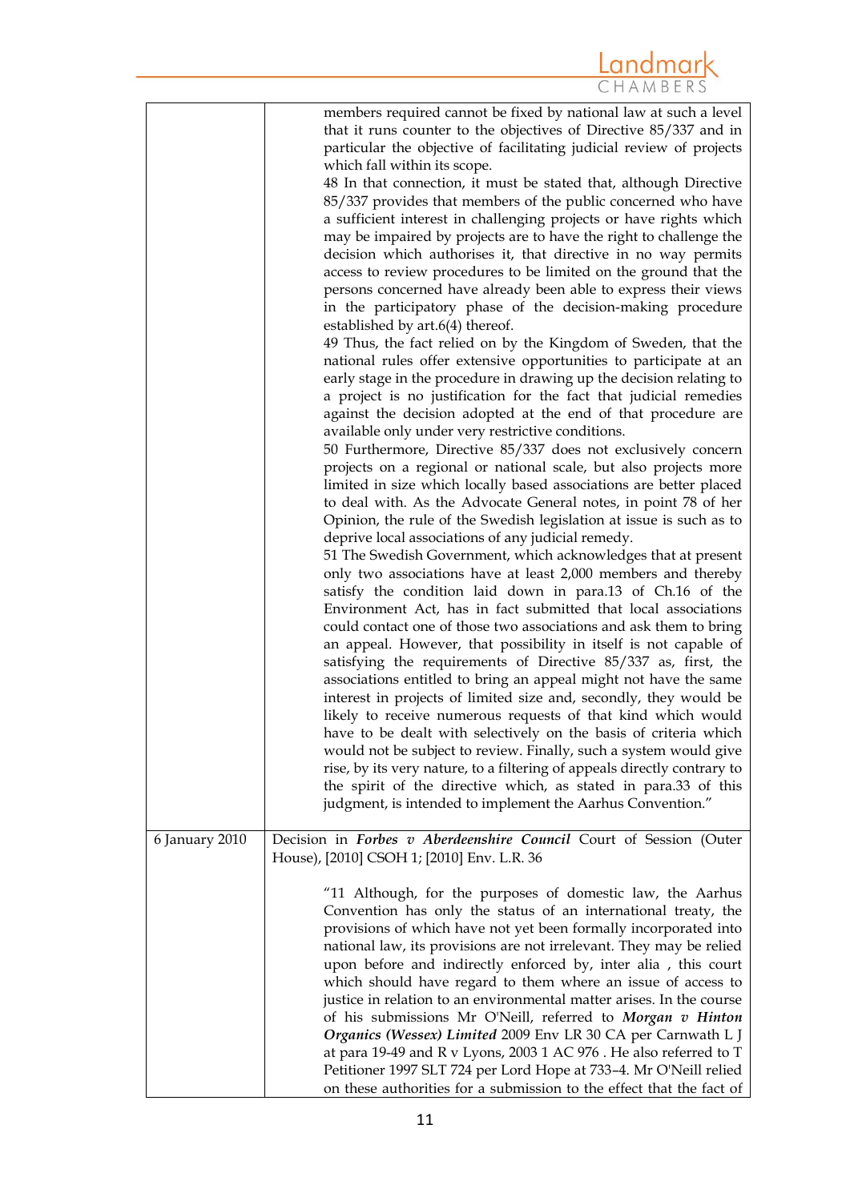| | |
|---|---|
| | members required cannot be fixed by national law at such a level that it runs counter to the objectives of Directive 85/337 and in particular the objective of facilitating judicial review of projects which fall within its scope.<br>48 In that connection, it must be stated that, although Directive 85/337 provides that members of the public concerned who have a sufficient interest in challenging projects or have rights which may be impaired by projects are to have the right to challenge the decision which authorises it, that directive in no way permits access to review procedures to be limited on the ground that the persons concerned have already been able to express their views in the participatory phase of the decision-making procedure established by art.6(4) thereof.<br>49 Thus, the fact relied on by the Kingdom of Sweden, that the national rules offer extensive opportunities to participate at an early stage in the procedure in drawing up the decision relating to a project is no justification for the fact that judicial remedies against the decision adopted at the end of that procedure are available only under very restrictive conditions.<br>50 Furthermore, Directive 85/337 does not exclusively concern projects on a regional or national scale, but also projects more limited in size which locally based associations are better placed to deal with. As the Advocate General notes, in point 78 of her Opinion, the rule of the Swedish legislation at issue is such as to deprive local associations of any judicial remedy.<br>51 The Swedish Government, which acknowledges that at present only two associations have at least 2,000 members and thereby satisfy the condition laid down in para.13 of Ch.16 of the Environment Act, has in fact submitted that local associations could contact one of those two associations and ask them to bring an appeal. However, that possibility in itself is not capable of satisfying the requirements of Directive 85/337 as, first, the associations entitled to bring an appeal might not have the same interest in projects of limited size and, secondly, they would be likely to receive numerous requests of that kind which would have to be dealt with selectively on the basis of criteria which would not be subject to review. Finally, such a system would give rise, by its very nature, to a filtering of appeals directly contrary to the spirit of the directive which, as stated in para.33 of this judgment, is intended to implement the Aarhus Convention." |
| 6 January 2010 | Decision in ***Forbes v Aberdeenshire Council*** Court of Session (Outer House), [2010] CSOH 1; [2010] Env. L.R. 36<br><br>"11 Although, for the purposes of domestic law, the Aarhus Convention has only the status of an international treaty, the provisions of which have not yet been formally incorporated into national law, its provisions are not irrelevant. They may be relied upon before and indirectly enforced by, inter alia , this court which should have regard to them where an issue of access to justice in relation to an environmental matter arises. In the course of his submissions Mr O'Neill, referred to ***Morgan v Hinton Organics (Wessex) Limited*** 2009 Env LR 30 CA per Carnwath L J at para 19-49 and R v Lyons, 2003 1 AC 976 . He also referred to T Petitioner 1997 SLT 724 per Lord Hope at 733–4. Mr O'Neill relied on these authorities for a submission to the effect that the fact of |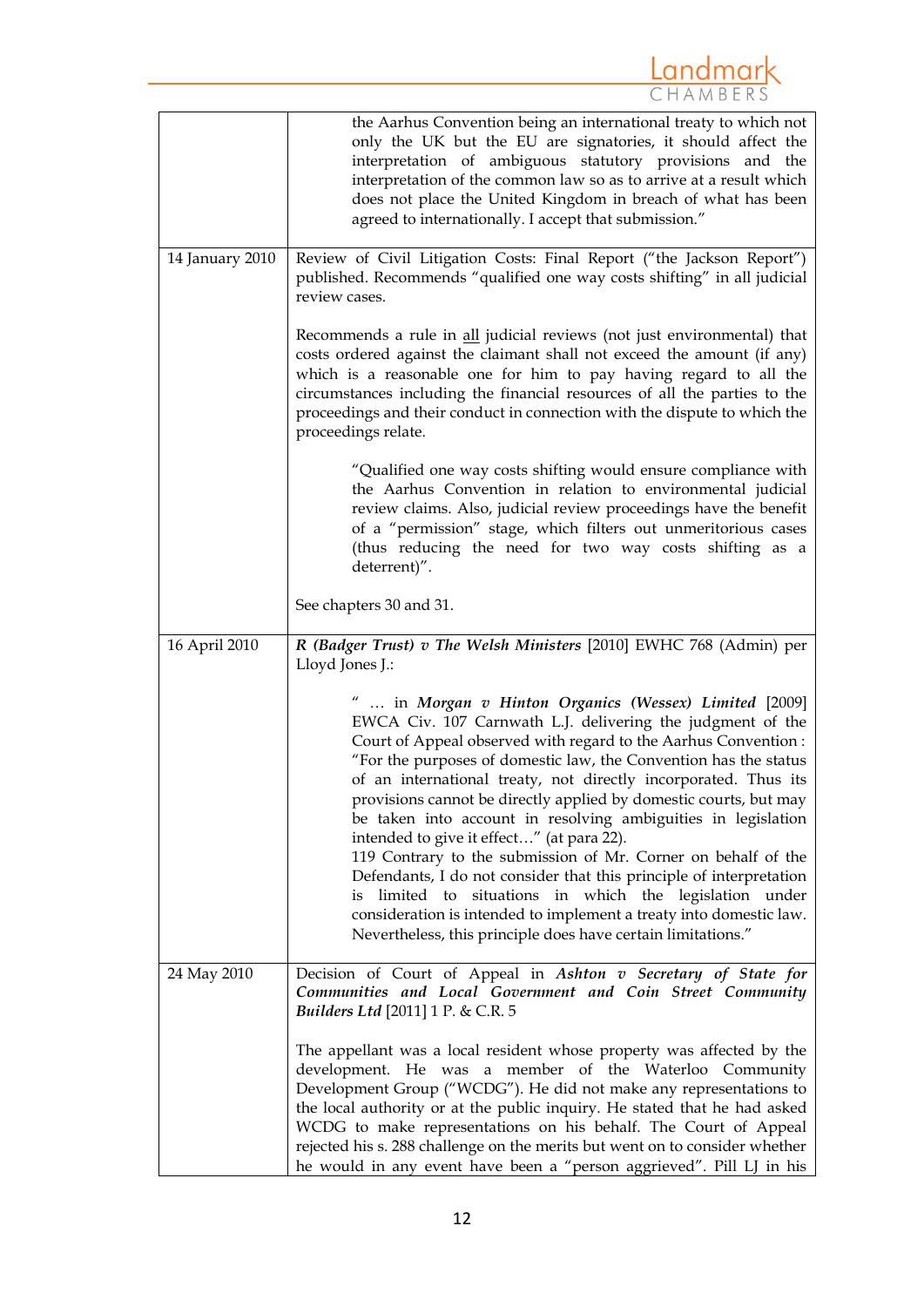| | |
|---|---|
| | the Aarhus Convention being an international treaty to which not only the UK but the EU are signatories, it should affect the interpretation of ambiguous statutory provisions and the interpretation of the common law so as to arrive at a result which does not place the United Kingdom in breach of what has been agreed to internationally. I accept that submission." |
| 14 January 2010 | Review of Civil Litigation Costs: Final Report ("the Jackson Report") published. Recommends "qualified one way costs shifting" in all judicial review cases.<br><br>Recommends a rule in <u>all</u> judicial reviews (not just environmental) that costs ordered against the claimant shall not exceed the amount (if any) which is a reasonable one for him to pay having regard to all the circumstances including the financial resources of all the parties to the proceedings and their conduct in connection with the dispute to which the proceedings relate.<br><br>"Qualified one way costs shifting would ensure compliance with the Aarhus Convention in relation to environmental judicial review claims. Also, judicial review proceedings have the benefit of a "permission" stage, which filters out unmeritorious cases (thus reducing the need for two way costs shifting as a deterrent)".<br><br>See chapters 30 and 31. |
| 16 April 2010 | ***R (Badger Trust) v The Welsh Ministers*** [2010] EWHC 768 (Admin) per Lloyd Jones J.:<br><br>" … in ***Morgan v Hinton Organics (Wessex) Limited*** [2009] EWCA Civ. 107 Carnwath L.J. delivering the judgment of the Court of Appeal observed with regard to the Aarhus Convention : "For the purposes of domestic law, the Convention has the status of an international treaty, not directly incorporated. Thus its provisions cannot be directly applied by domestic courts, but may be taken into account in resolving ambiguities in legislation intended to give it effect…" (at para 22).<br>119 Contrary to the submission of Mr. Corner on behalf of the Defendants, I do not consider that this principle of interpretation is limited to situations in which the legislation under consideration is intended to implement a treaty into domestic law. Nevertheless, this principle does have certain limitations." |
| 24 May 2010 | Decision of Court of Appeal in ***Ashton v Secretary of State for Communities and Local Government and Coin Street Community Builders Ltd*** [2011] 1 P. & C.R. 5<br><br>The appellant was a local resident whose property was affected by the development. He was a member of the Waterloo Community Development Group ("WCDG"). He did not make any representations to the local authority or at the public inquiry. He stated that he had asked WCDG to make representations on his behalf. The Court of Appeal rejected his s. 288 challenge on the merits but went on to consider whether he would in any event have been a "person aggrieved". Pill LJ in his |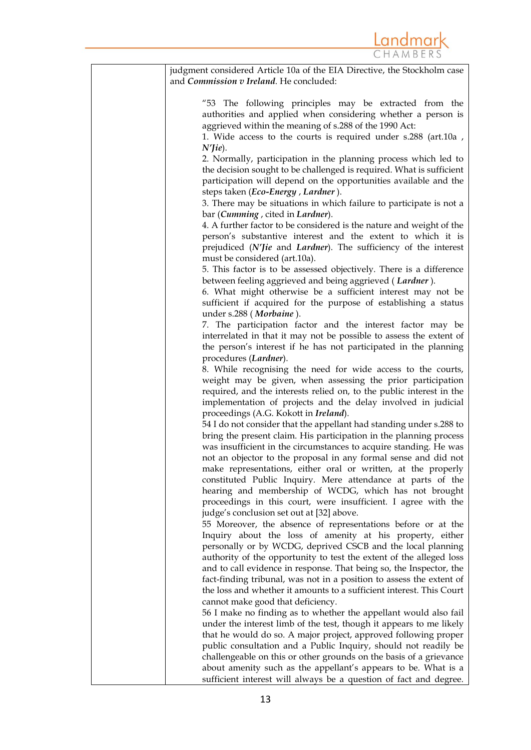| | judgment considered Article 10a of the EIA Directive, the Stockholm case and ***Commission v Ireland***. He concluded:<br><br>"53 The following principles may be extracted from the authorities and applied when considering whether a person is aggrieved within the meaning of s.288 of the 1990 Act:<br>1. Wide access to the courts is required under s.288 (art.10a , ***N'Jie***).<br>2. Normally, participation in the planning process which led to the decision sought to be challenged is required. What is sufficient participation will depend on the opportunities available and the steps taken (***Eco-Energy*** , ***Lardner*** ).<br>3. There may be situations in which failure to participate is not a bar (***Cumming*** , cited in ***Lardner***).<br>4. A further factor to be considered is the nature and weight of the person's substantive interest and the extent to which it is prejudiced (***N'Jie*** and ***Lardner***). The sufficiency of the interest must be considered (art.10a).<br>5. This factor is to be assessed objectively. There is a difference between feeling aggrieved and being aggrieved ( ***Lardner*** ).<br>6. What might otherwise be a sufficient interest may not be sufficient if acquired for the purpose of establishing a status under s.288 ( ***Morbaine*** ).<br>7. The participation factor and the interest factor may be interrelated in that it may not be possible to assess the extent of the person's interest if he has not participated in the planning procedures (***Lardner***).<br>8. While recognising the need for wide access to the courts, weight may be given, when assessing the prior participation required, and the interests relied on, to the public interest in the implementation of projects and the delay involved in judicial proceedings (A.G. Kokott in ***Ireland***).<br>54 I do not consider that the appellant had standing under s.288 to bring the present claim. His participation in the planning process was insufficient in the circumstances to acquire standing. He was not an objector to the proposal in any formal sense and did not make representations, either oral or written, at the properly constituted Public Inquiry. Mere attendance at parts of the hearing and membership of WCDG, which has not brought proceedings in this court, were insufficient. I agree with the judge's conclusion set out at [32] above.<br>55 Moreover, the absence of representations before or at the Inquiry about the loss of amenity at his property, either personally or by WCDG, deprived CSCB and the local planning authority of the opportunity to test the extent of the alleged loss and to call evidence in response. That being so, the Inspector, the fact-finding tribunal, was not in a position to assess the extent of the loss and whether it amounts to a sufficient interest. This Court cannot make good that deficiency.<br>56 I make no finding as to whether the appellant would also fail under the interest limb of the test, though it appears to me likely that he would do so. A major project, approved following proper public consultation and a Public Inquiry, should not readily be challengeable on this or other grounds on the basis of a grievance about amenity such as the appellant's appears to be. What is a sufficient interest will always be a question of fact and degree. |
|---|---|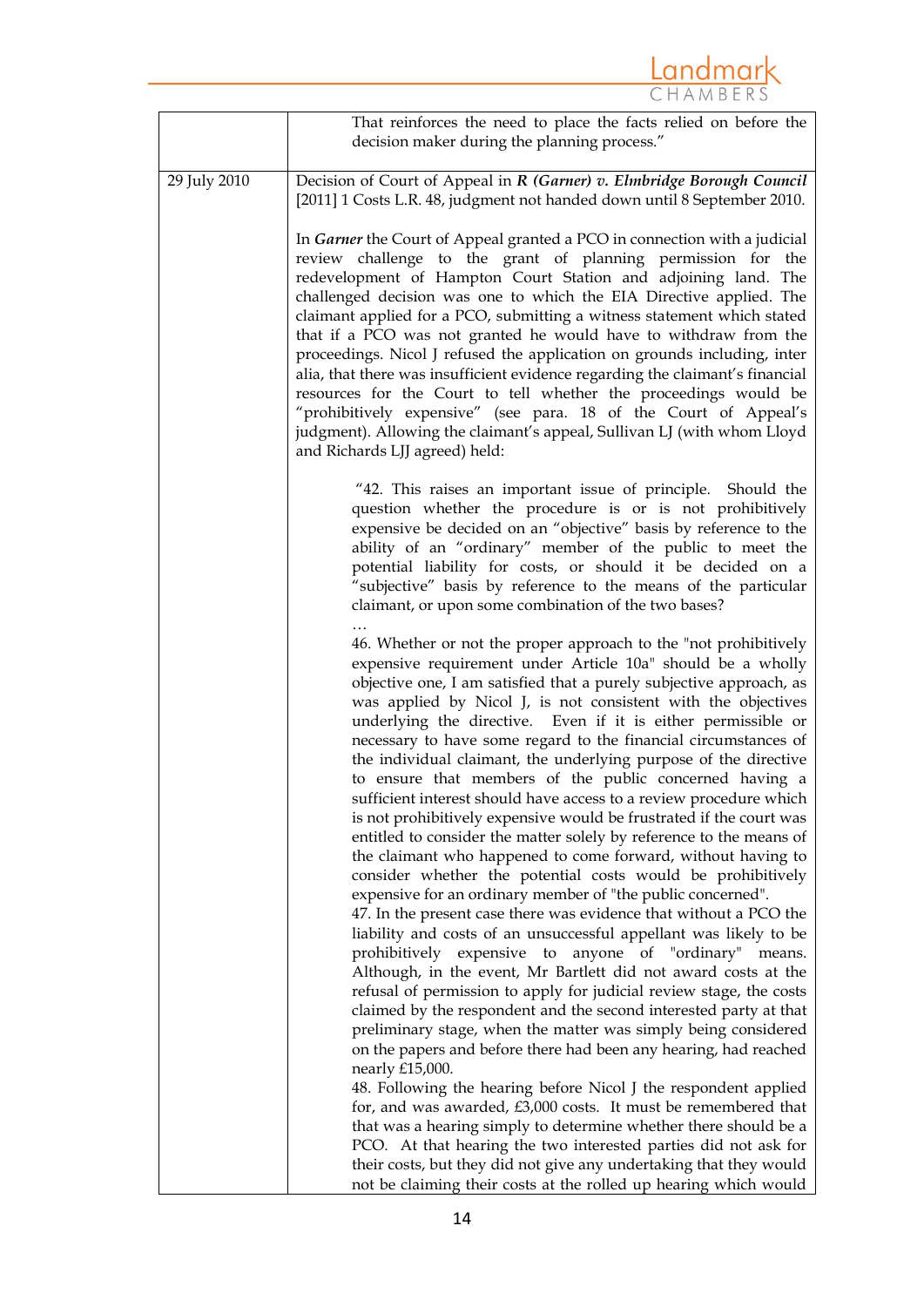| | |
|---|---|
| | That reinforces the need to place the facts relied on before the decision maker during the planning process." |
| 29 July 2010 | Decision of Court of Appeal in ***R (Garner) v. Elmbridge Borough Council*** [2011] 1 Costs L.R. 48, judgment not handed down until 8 September 2010.<br><br>In ***Garner*** the Court of Appeal granted a PCO in connection with a judicial review challenge to the grant of planning permission for the redevelopment of Hampton Court Station and adjoining land. The challenged decision was one to which the EIA Directive applied. The claimant applied for a PCO, submitting a witness statement which stated that if a PCO was not granted he would have to withdraw from the proceedings. Nicol J refused the application on grounds including, inter alia, that there was insufficient evidence regarding the claimant's financial resources for the Court to tell whether the proceedings would be "prohibitively expensive" (see para. 18 of the Court of Appeal's judgment). Allowing the claimant's appeal, Sullivan LJ (with whom Lloyd and Richards LJJ agreed) held:<br><br>"42. This raises an important issue of principle. Should the question whether the procedure is or is not prohibitively expensive be decided on an "objective" basis by reference to the ability of an "ordinary" member of the public to meet the potential liability for costs, or should it be decided on a "subjective" basis by reference to the means of the particular claimant, or upon some combination of the two bases?<br>…<br>46. Whether or not the proper approach to the "not prohibitively expensive requirement under Article 10a" should be a wholly objective one, I am satisfied that a purely subjective approach, as was applied by Nicol J, is not consistent with the objectives underlying the directive. Even if it is either permissible or necessary to have some regard to the financial circumstances of the individual claimant, the underlying purpose of the directive to ensure that members of the public concerned having a sufficient interest should have access to a review procedure which is not prohibitively expensive would be frustrated if the court was entitled to consider the matter solely by reference to the means of the claimant who happened to come forward, without having to consider whether the potential costs would be prohibitively expensive for an ordinary member of "the public concerned".<br>47. In the present case there was evidence that without a PCO the liability and costs of an unsuccessful appellant was likely to be prohibitively expensive to anyone of "ordinary" means. Although, in the event, Mr Bartlett did not award costs at the refusal of permission to apply for judicial review stage, the costs claimed by the respondent and the second interested party at that preliminary stage, when the matter was simply being considered on the papers and before there had been any hearing, had reached nearly £15,000.<br>48. Following the hearing before Nicol J the respondent applied for, and was awarded, £3,000 costs. It must be remembered that that was a hearing simply to determine whether there should be a PCO. At that hearing the two interested parties did not ask for their costs, but they did not give any undertaking that they would not be claiming their costs at the rolled up hearing which would |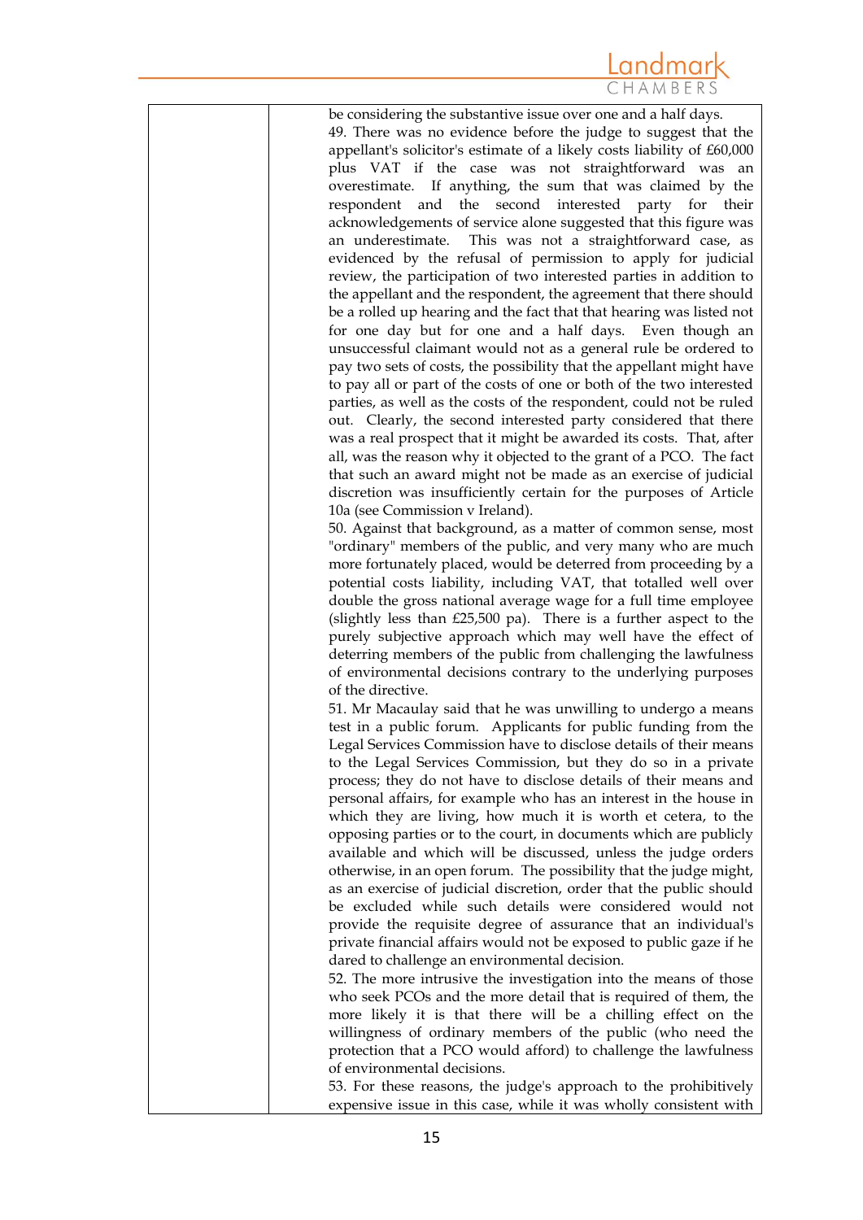be considering the substantive issue over one and a half days.

49. There was no evidence before the judge to suggest that the appellant's solicitor's estimate of a likely costs liability of £60,000 plus VAT if the case was not straightforward was an overestimate. If anything, the sum that was claimed by the respondent and the second interested party for their acknowledgements of service alone suggested that this figure was an underestimate. This was not a straightforward case, as evidenced by the refusal of permission to apply for judicial review, the participation of two interested parties in addition to the appellant and the respondent, the agreement that there should be a rolled up hearing and the fact that that hearing was listed not for one day but for one and a half days. Even though an unsuccessful claimant would not as a general rule be ordered to pay two sets of costs, the possibility that the appellant might have to pay all or part of the costs of one or both of the two interested parties, as well as the costs of the respondent, could not be ruled out. Clearly, the second interested party considered that there was a real prospect that it might be awarded its costs. That, after all, was the reason why it objected to the grant of a PCO. The fact that such an award might not be made as an exercise of judicial discretion was insufficiently certain for the purposes of Article 10a (see Commission v Ireland).

50. Against that background, as a matter of common sense, most "ordinary" members of the public, and very many who are much more fortunately placed, would be deterred from proceeding by a potential costs liability, including VAT, that totalled well over double the gross national average wage for a full time employee (slightly less than £25,500 pa). There is a further aspect to the purely subjective approach which may well have the effect of deterring members of the public from challenging the lawfulness of environmental decisions contrary to the underlying purposes of the directive.

51. Mr Macaulay said that he was unwilling to undergo a means test in a public forum. Applicants for public funding from the Legal Services Commission have to disclose details of their means to the Legal Services Commission, but they do so in a private process; they do not have to disclose details of their means and personal affairs, for example who has an interest in the house in which they are living, how much it is worth et cetera, to the opposing parties or to the court, in documents which are publicly available and which will be discussed, unless the judge orders otherwise, in an open forum. The possibility that the judge might, as an exercise of judicial discretion, order that the public should be excluded while such details were considered would not provide the requisite degree of assurance that an individual's private financial affairs would not be exposed to public gaze if he dared to challenge an environmental decision.

52. The more intrusive the investigation into the means of those who seek PCOs and the more detail that is required of them, the more likely it is that there will be a chilling effect on the willingness of ordinary members of the public (who need the protection that a PCO would afford) to challenge the lawfulness of environmental decisions.

53. For these reasons, the judge's approach to the prohibitively expensive issue in this case, while it was wholly consistent with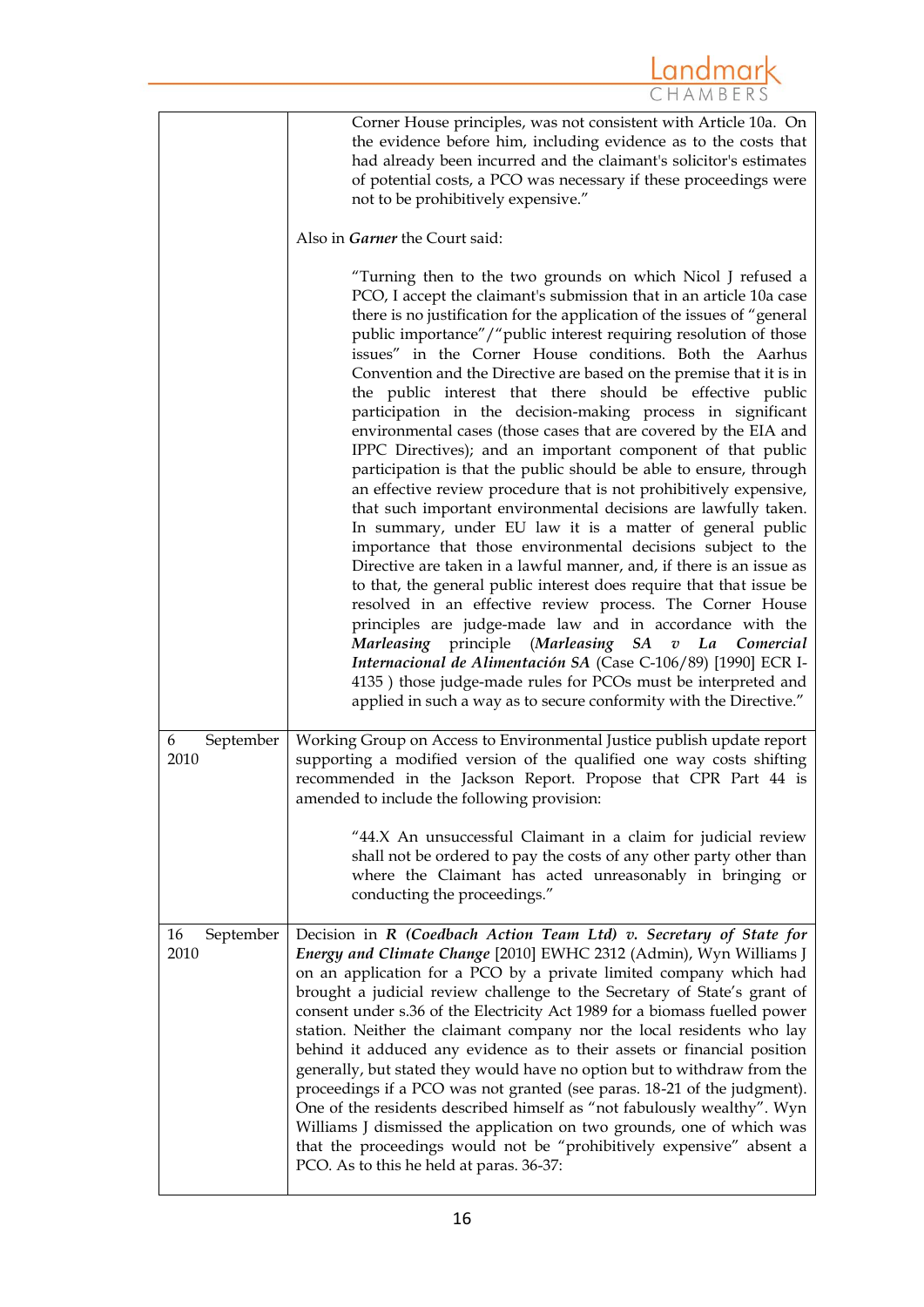| | |
|---|---|
| | Corner House principles, was not consistent with Article 10a. On the evidence before him, including evidence as to the costs that had already been incurred and the claimant's solicitor's estimates of potential costs, a PCO was necessary if these proceedings were not to be prohibitively expensive."<br><br>Also in ***Garner*** the Court said:<br><br>"Turning then to the two grounds on which Nicol J refused a PCO, I accept the claimant's submission that in an article 10a case there is no justification for the application of the issues of "general public importance"/"public interest requiring resolution of those issues" in the Corner House conditions. Both the Aarhus Convention and the Directive are based on the premise that it is in the public interest that there should be effective public participation in the decision-making process in significant environmental cases (those cases that are covered by the EIA and IPPC Directives); and an important component of that public participation is that the public should be able to ensure, through an effective review procedure that is not prohibitively expensive, that such important environmental decisions are lawfully taken. In summary, under EU law it is a matter of general public importance that those environmental decisions subject to the Directive are taken in a lawful manner, and, if there is an issue as to that, the general public interest does require that that issue be resolved in an effective review process. The Corner House principles are judge-made law and in accordance with the ***Marleasing*** principle (***Marleasing SA v La Comercial Internacional de Alimentación SA*** (Case C-106/89) [1990] ECR I-4135 ) those judge-made rules for PCOs must be interpreted and applied in such a way as to secure conformity with the Directive." |
| 6 September 2010 | Working Group on Access to Environmental Justice publish update report supporting a modified version of the qualified one way costs shifting recommended in the Jackson Report. Propose that CPR Part 44 is amended to include the following provision:<br><br>"44.X An unsuccessful Claimant in a claim for judicial review shall not be ordered to pay the costs of any other party other than where the Claimant has acted unreasonably in bringing or conducting the proceedings." |
| 16 September 2010 | Decision in ***R (Coedbach Action Team Ltd) v. Secretary of State for Energy and Climate Change*** [2010] EWHC 2312 (Admin), Wyn Williams J on an application for a PCO by a private limited company which had brought a judicial review challenge to the Secretary of State's grant of consent under s.36 of the Electricity Act 1989 for a biomass fuelled power station. Neither the claimant company nor the local residents who lay behind it adduced any evidence as to their assets or financial position generally, but stated they would have no option but to withdraw from the proceedings if a PCO was not granted (see paras. 18-21 of the judgment). One of the residents described himself as "not fabulously wealthy". Wyn Williams J dismissed the application on two grounds, one of which was that the proceedings would not be "prohibitively expensive" absent a PCO. As to this he held at paras. 36-37: |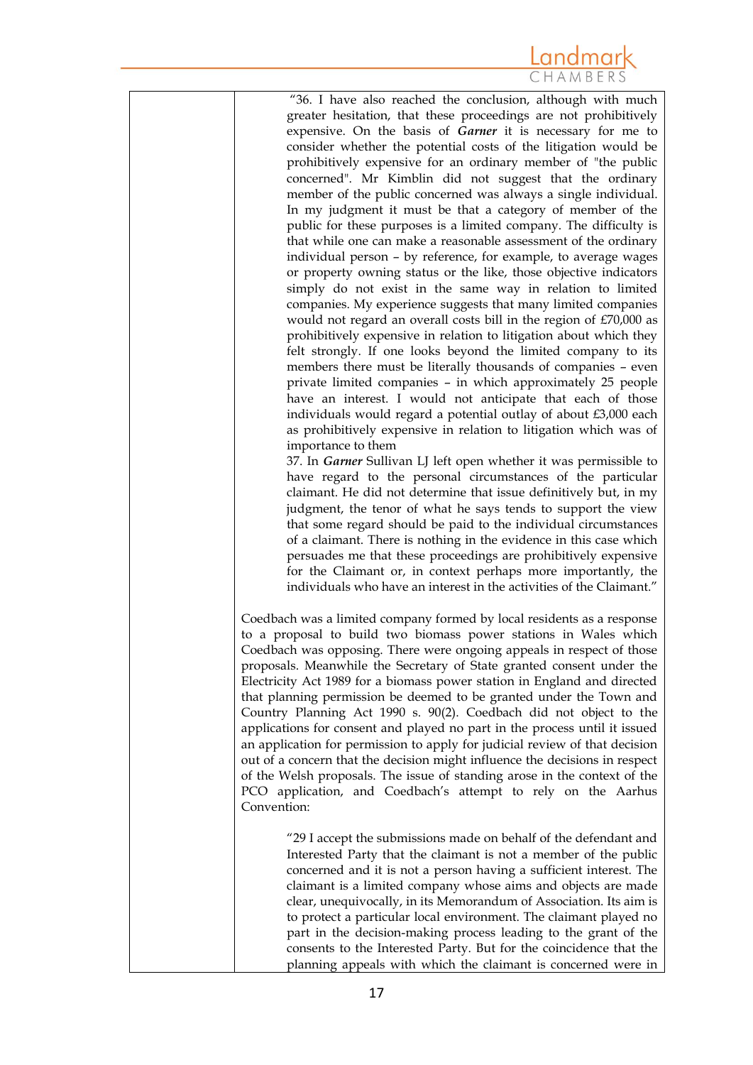> "36. I have also reached the conclusion, although with much greater hesitation, that these proceedings are not prohibitively expensive. On the basis of ***Garner*** it is necessary for me to consider whether the potential costs of the litigation would be prohibitively expensive for an ordinary member of "the public concerned". Mr Kimblin did not suggest that the ordinary member of the public concerned was always a single individual. In my judgment it must be that a category of member of the public for these purposes is a limited company. The difficulty is that while one can make a reasonable assessment of the ordinary individual person – by reference, for example, to average wages or property owning status or the like, those objective indicators simply do not exist in the same way in relation to limited companies. My experience suggests that many limited companies would not regard an overall costs bill in the region of £70,000 as prohibitively expensive in relation to litigation about which they felt strongly. If one looks beyond the limited company to its members there must be literally thousands of companies – even private limited companies – in which approximately 25 people have an interest. I would not anticipate that each of those individuals would regard a potential outlay of about £3,000 each as prohibitively expensive in relation to litigation which was of importance to them
>
> 37. In ***Garner*** Sullivan LJ left open whether it was permissible to have regard to the personal circumstances of the particular claimant. He did not determine that issue definitively but, in my judgment, the tenor of what he says tends to support the view that some regard should be paid to the individual circumstances of a claimant. There is nothing in the evidence in this case which persuades me that these proceedings are prohibitively expensive for the Claimant or, in context perhaps more importantly, the individuals who have an interest in the activities of the Claimant."

Coedbach was a limited company formed by local residents as a response to a proposal to build two biomass power stations in Wales which Coedbach was opposing. There were ongoing appeals in respect of those proposals. Meanwhile the Secretary of State granted consent under the Electricity Act 1989 for a biomass power station in England and directed that planning permission be deemed to be granted under the Town and Country Planning Act 1990 s. 90(2). Coedbach did not object to the applications for consent and played no part in the process until it issued an application for permission to apply for judicial review of that decision out of a concern that the decision might influence the decisions in respect of the Welsh proposals. The issue of standing arose in the context of the PCO application, and Coedbach's attempt to rely on the Aarhus Convention:

> "29 I accept the submissions made on behalf of the defendant and Interested Party that the claimant is not a member of the public concerned and it is not a person having a sufficient interest. The claimant is a limited company whose aims and objects are made clear, unequivocally, in its Memorandum of Association. Its aim is to protect a particular local environment. The claimant played no part in the decision-making process leading to the grant of the consents to the Interested Party. But for the coincidence that the planning appeals with which the claimant is concerned were in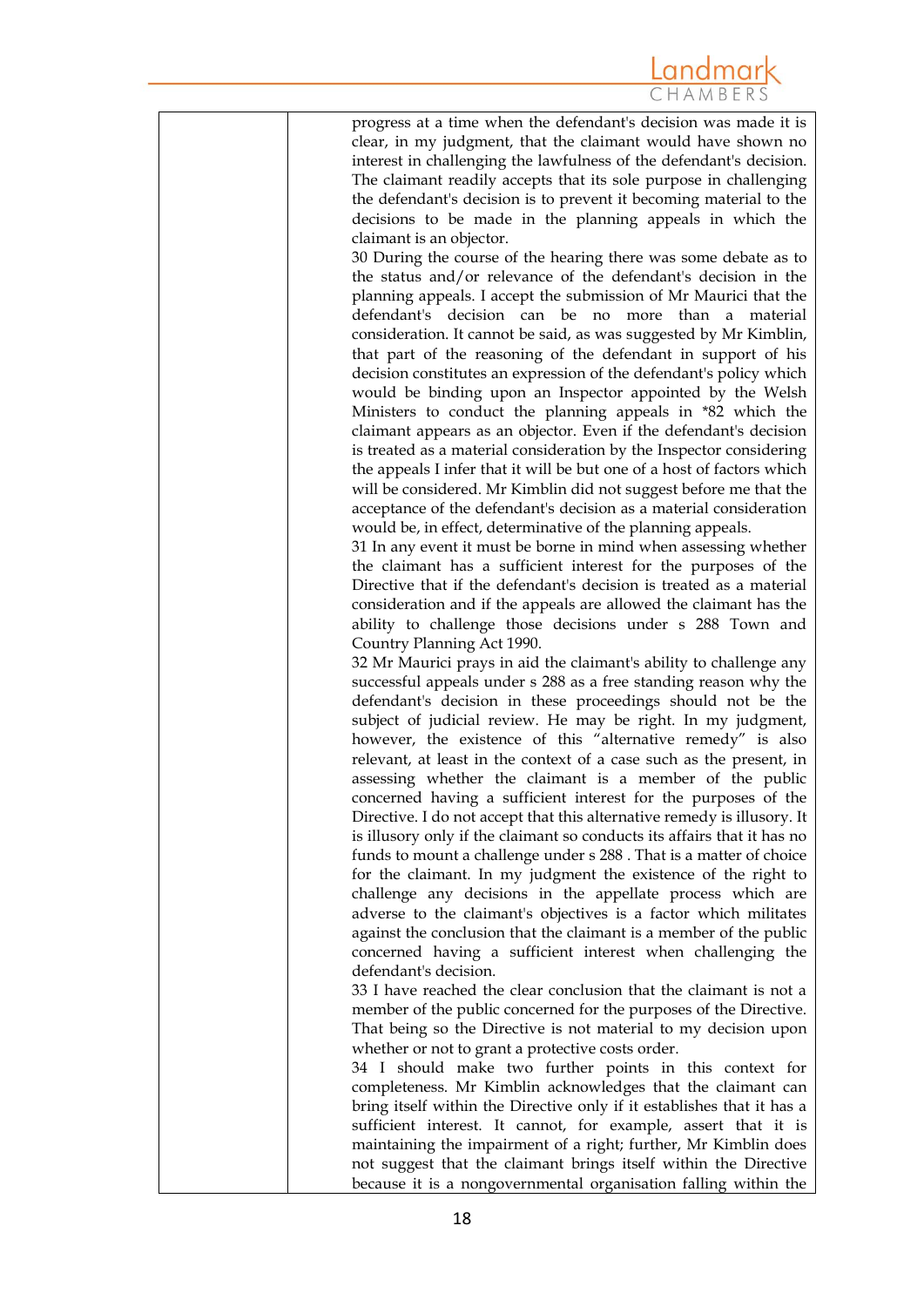progress at a time when the defendant's decision was made it is clear, in my judgment, that the claimant would have shown no interest in challenging the lawfulness of the defendant's decision. The claimant readily accepts that its sole purpose in challenging the defendant's decision is to prevent it becoming material to the decisions to be made in the planning appeals in which the claimant is an objector.

30 During the course of the hearing there was some debate as to the status and/or relevance of the defendant's decision in the planning appeals. I accept the submission of Mr Maurici that the defendant's decision can be no more than a material consideration. It cannot be said, as was suggested by Mr Kimblin, that part of the reasoning of the defendant in support of his decision constitutes an expression of the defendant's policy which would be binding upon an Inspector appointed by the Welsh Ministers to conduct the planning appeals in *82 which the claimant appears as an objector. Even if the defendant's decision is treated as a material consideration by the Inspector considering the appeals I infer that it will be but one of a host of factors which will be considered. Mr Kimblin did not suggest before me that the acceptance of the defendant's decision as a material consideration would be, in effect, determinative of the planning appeals.

31 In any event it must be borne in mind when assessing whether the claimant has a sufficient interest for the purposes of the Directive that if the defendant's decision is treated as a material consideration and if the appeals are allowed the claimant has the ability to challenge those decisions under s 288 Town and Country Planning Act 1990.

32 Mr Maurici prays in aid the claimant's ability to challenge any successful appeals under s 288 as a free standing reason why the defendant's decision in these proceedings should not be the subject of judicial review. He may be right. In my judgment, however, the existence of this "alternative remedy" is also relevant, at least in the context of a case such as the present, in assessing whether the claimant is a member of the public concerned having a sufficient interest for the purposes of the Directive. I do not accept that this alternative remedy is illusory. It is illusory only if the claimant so conducts its affairs that it has no funds to mount a challenge under s 288 . That is a matter of choice for the claimant. In my judgment the existence of the right to challenge any decisions in the appellate process which are adverse to the claimant's objectives is a factor which militates against the conclusion that the claimant is a member of the public concerned having a sufficient interest when challenging the defendant's decision.

33 I have reached the clear conclusion that the claimant is not a member of the public concerned for the purposes of the Directive. That being so the Directive is not material to my decision upon whether or not to grant a protective costs order.

34 I should make two further points in this context for completeness. Mr Kimblin acknowledges that the claimant can bring itself within the Directive only if it establishes that it has a sufficient interest. It cannot, for example, assert that it is maintaining the impairment of a right; further, Mr Kimblin does not suggest that the claimant brings itself within the Directive because it is a nongovernmental organisation falling within the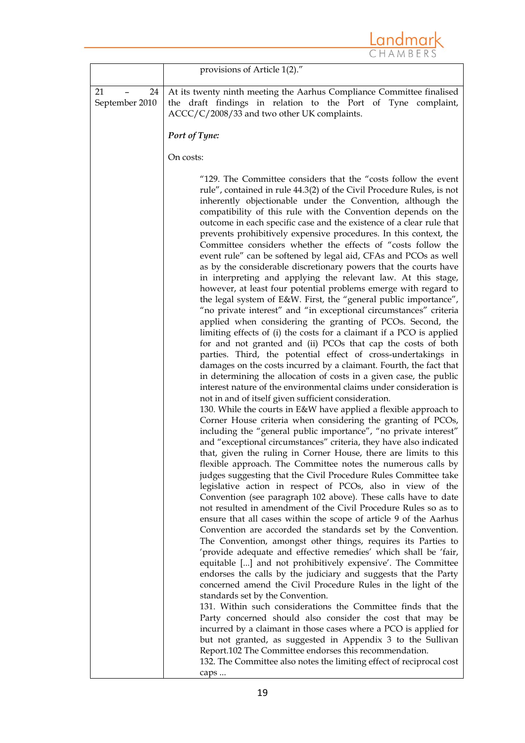| | |
|---|---|
| | provisions of Article 1(2)." |
| 21 – 24 September 2010 | At its twenty ninth meeting the Aarhus Compliance Committee finalised the draft findings in relation to the Port of Tyne complaint, ACCC/C/2008/33 and two other UK complaints.<br><br>***Port of Tyne:***<br><br>On costs:<br><br>"129. The Committee considers that the "costs follow the event rule", contained in rule 44.3(2) of the Civil Procedure Rules, is not inherently objectionable under the Convention, although the compatibility of this rule with the Convention depends on the outcome in each specific case and the existence of a clear rule that prevents prohibitively expensive procedures. In this context, the Committee considers whether the effects of "costs follow the event rule" can be softened by legal aid, CFAs and PCOs as well as by the considerable discretionary powers that the courts have in interpreting and applying the relevant law. At this stage, however, at least four potential problems emerge with regard to the legal system of E&W. First, the "general public importance", "no private interest" and "in exceptional circumstances" criteria applied when considering the granting of PCOs. Second, the limiting effects of (i) the costs for a claimant if a PCO is applied for and not granted and (ii) PCOs that cap the costs of both parties. Third, the potential effect of cross-undertakings in damages on the costs incurred by a claimant. Fourth, the fact that in determining the allocation of costs in a given case, the public interest nature of the environmental claims under consideration is not in and of itself given sufficient consideration.<br>130. While the courts in E&W have applied a flexible approach to Corner House criteria when considering the granting of PCOs, including the "general public importance", "no private interest" and "exceptional circumstances" criteria, they have also indicated that, given the ruling in Corner House, there are limits to this flexible approach. The Committee notes the numerous calls by judges suggesting that the Civil Procedure Rules Committee take legislative action in respect of PCOs, also in view of the Convention (see paragraph 102 above). These calls have to date not resulted in amendment of the Civil Procedure Rules so as to ensure that all cases within the scope of article 9 of the Aarhus Convention are accorded the standards set by the Convention. The Convention, amongst other things, requires its Parties to 'provide adequate and effective remedies' which shall be 'fair, equitable [...] and not prohibitively expensive'. The Committee endorses the calls by the judiciary and suggests that the Party concerned amend the Civil Procedure Rules in the light of the standards set by the Convention.<br>131. Within such considerations the Committee finds that the Party concerned should also consider the cost that may be incurred by a claimant in those cases where a PCO is applied for but not granted, as suggested in Appendix 3 to the Sullivan Report.102 The Committee endorses this recommendation.<br>132. The Committee also notes the limiting effect of reciprocal cost caps ... |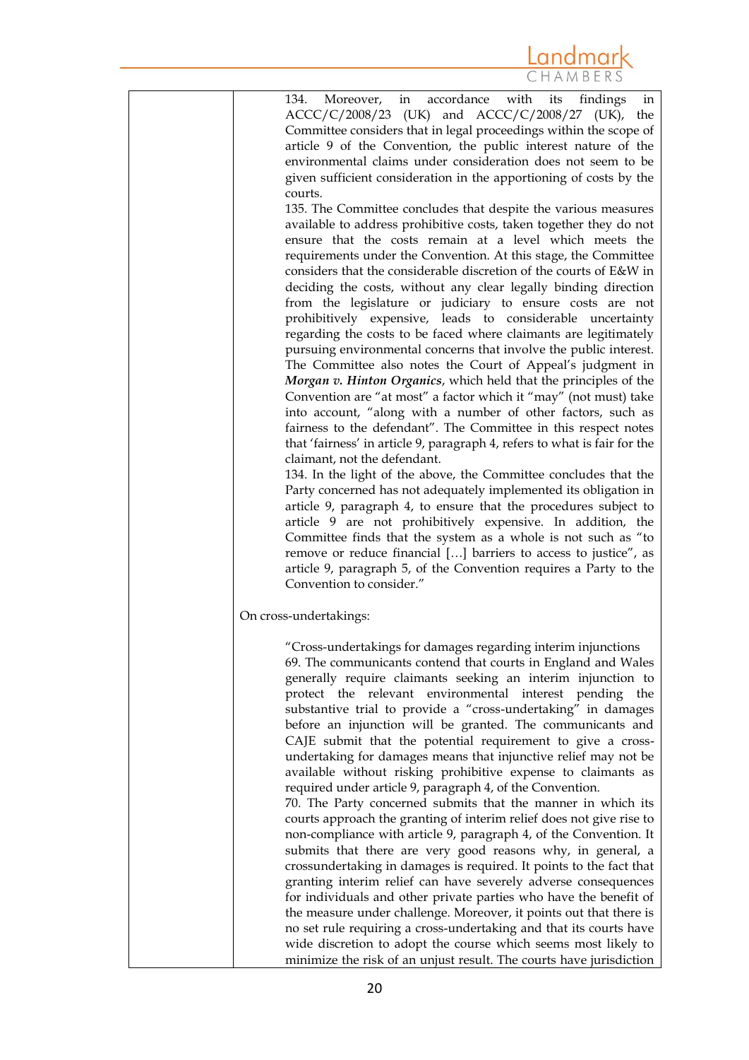134. Moreover, in accordance with its findings in ACCC/C/2008/23 (UK) and ACCC/C/2008/27 (UK), the Committee considers that in legal proceedings within the scope of article 9 of the Convention, the public interest nature of the environmental claims under consideration does not seem to be given sufficient consideration in the apportioning of costs by the courts.

135. The Committee concludes that despite the various measures available to address prohibitive costs, taken together they do not ensure that the costs remain at a level which meets the requirements under the Convention. At this stage, the Committee considers that the considerable discretion of the courts of E&W in deciding the costs, without any clear legally binding direction from the legislature or judiciary to ensure costs are not prohibitively expensive, leads to considerable uncertainty regarding the costs to be faced where claimants are legitimately pursuing environmental concerns that involve the public interest. The Committee also notes the Court of Appeal's judgment in ***Morgan v. Hinton Organics***, which held that the principles of the Convention are "at most" a factor which it "may" (not must) take into account, "along with a number of other factors, such as fairness to the defendant". The Committee in this respect notes that 'fairness' in article 9, paragraph 4, refers to what is fair for the claimant, not the defendant.

134. In the light of the above, the Committee concludes that the Party concerned has not adequately implemented its obligation in article 9, paragraph 4, to ensure that the procedures subject to article 9 are not prohibitively expensive. In addition, the Committee finds that the system as a whole is not such as "to remove or reduce financial […] barriers to access to justice", as article 9, paragraph 5, of the Convention requires a Party to the Convention to consider."

On cross-undertakings:

"Cross-undertakings for damages regarding interim injunctions

69. The communicants contend that courts in England and Wales generally require claimants seeking an interim injunction to protect the relevant environmental interest pending the substantive trial to provide a "cross-undertaking" in damages before an injunction will be granted. The communicants and CAJE submit that the potential requirement to give a cross-undertaking for damages means that injunctive relief may not be available without risking prohibitive expense to claimants as required under article 9, paragraph 4, of the Convention.

70. The Party concerned submits that the manner in which its courts approach the granting of interim relief does not give rise to non-compliance with article 9, paragraph 4, of the Convention. It submits that there are very good reasons why, in general, a crossundertaking in damages is required. It points to the fact that granting interim relief can have severely adverse consequences for individuals and other private parties who have the benefit of the measure under challenge. Moreover, it points out that there is no set rule requiring a cross-undertaking and that its courts have wide discretion to adopt the course which seems most likely to minimize the risk of an unjust result. The courts have jurisdiction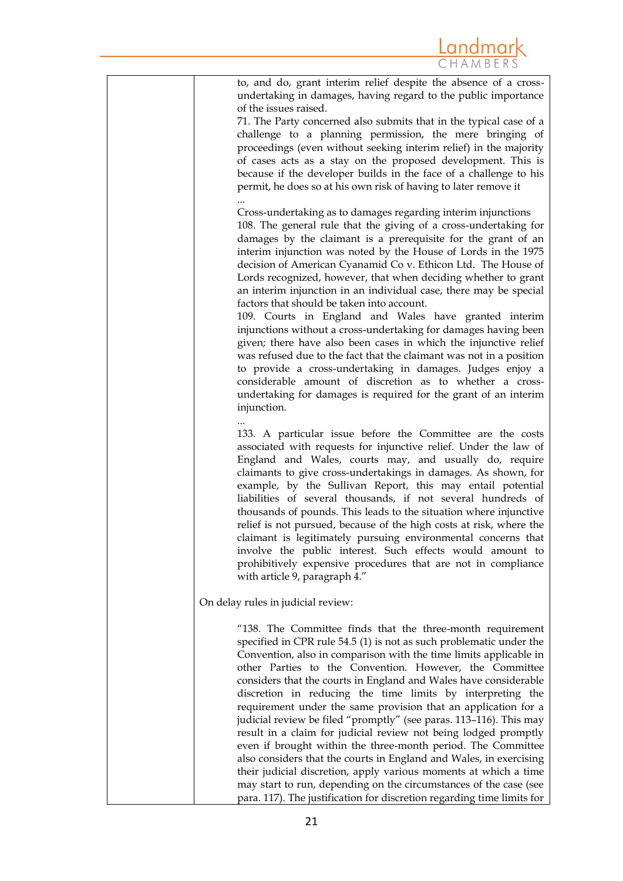to, and do, grant interim relief despite the absence of a cross-undertaking in damages, having regard to the public importance of the issues raised.

> 71. The Party concerned also submits that in the typical case of a challenge to a planning permission, the mere bringing of proceedings (even without seeking interim relief) in the majority of cases acts as a stay on the proposed development. This is because if the developer builds in the face of a challenge to his permit, he does so at his own risk of having to later remove it
>
> ...
>
> Cross-undertaking as to damages regarding interim injunctions
>
> 108. The general rule that the giving of a cross-undertaking for damages by the claimant is a prerequisite for the grant of an interim injunction was noted by the House of Lords in the 1975 decision of American Cyanamid Co v. Ethicon Ltd. The House of Lords recognized, however, that when deciding whether to grant an interim injunction in an individual case, there may be special factors that should be taken into account.
>
> 109. Courts in England and Wales have granted interim injunctions without a cross-undertaking for damages having been given; there have also been cases in which the injunctive relief was refused due to the fact that the claimant was not in a position to provide a cross-undertaking in damages. Judges enjoy a considerable amount of discretion as to whether a cross-undertaking for damages is required for the grant of an interim injunction.
>
> ...
>
> 133. A particular issue before the Committee are the costs associated with requests for injunctive relief. Under the law of England and Wales, courts may, and usually do, require claimants to give cross-undertakings in damages. As shown, for example, by the Sullivan Report, this may entail potential liabilities of several thousands, if not several hundreds of thousands of pounds. This leads to the situation where injunctive relief is not pursued, because of the high costs at risk, where the claimant is legitimately pursuing environmental concerns that involve the public interest. Such effects would amount to prohibitively expensive procedures that are not in compliance with article 9, paragraph 4."

On delay rules in judicial review:

> "138. The Committee finds that the three-month requirement specified in CPR rule 54.5 (1) is not as such problematic under the Convention, also in comparison with the time limits applicable in other Parties to the Convention. However, the Committee considers that the courts in England and Wales have considerable discretion in reducing the time limits by interpreting the requirement under the same provision that an application for a judicial review be filed "promptly" (see paras. 113–116). This may result in a claim for judicial review not being lodged promptly even if brought within the three-month period. The Committee also considers that the courts in England and Wales, in exercising their judicial discretion, apply various moments at which a time may start to run, depending on the circumstances of the case (see para. 117). The justification for discretion regarding time limits for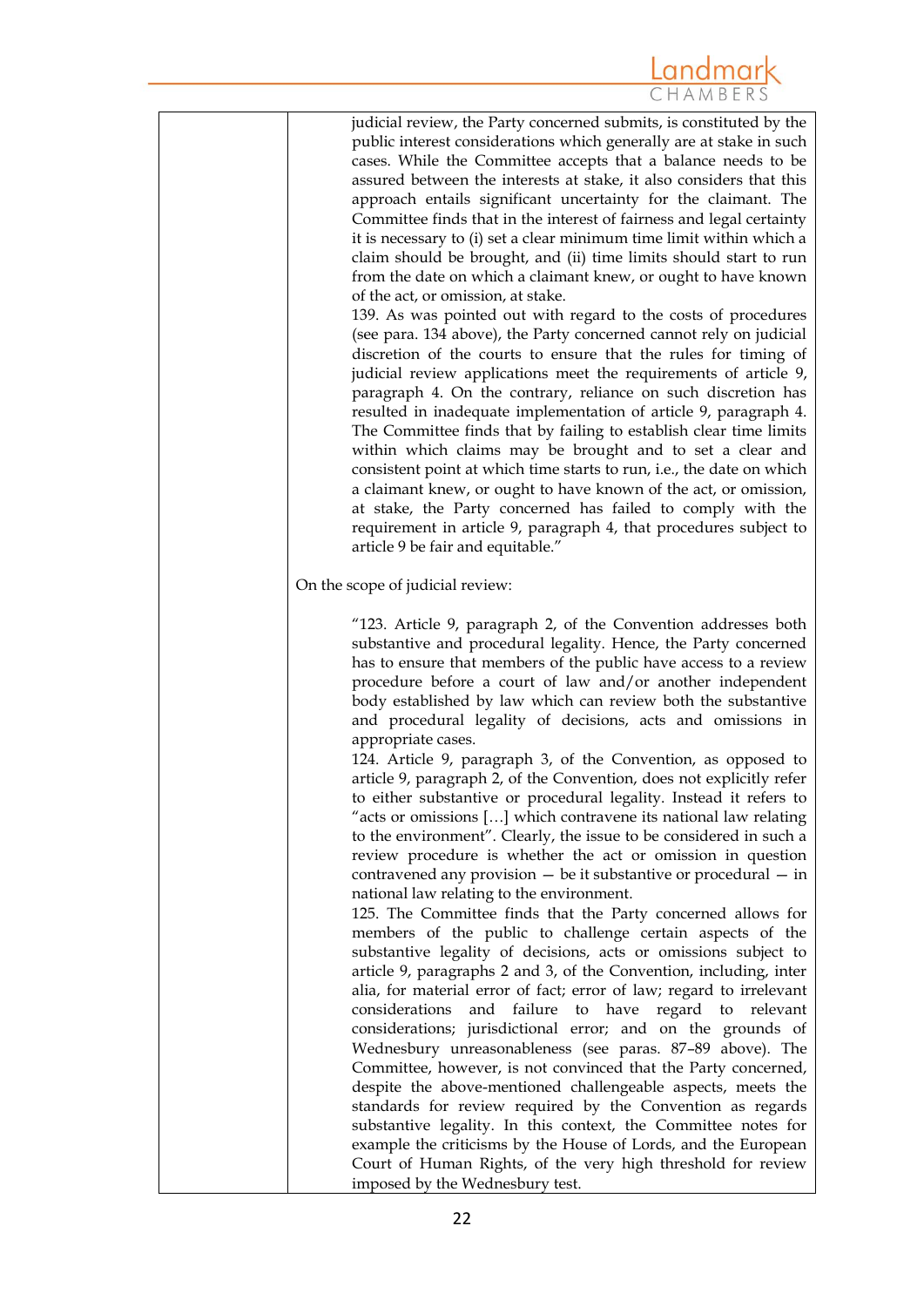judicial review, the Party concerned submits, is constituted by the public interest considerations which generally are at stake in such cases. While the Committee accepts that a balance needs to be assured between the interests at stake, it also considers that this approach entails significant uncertainty for the claimant. The Committee finds that in the interest of fairness and legal certainty it is necessary to (i) set a clear minimum time limit within which a claim should be brought, and (ii) time limits should start to run from the date on which a claimant knew, or ought to have known of the act, or omission, at stake.

139. As was pointed out with regard to the costs of procedures (see para. 134 above), the Party concerned cannot rely on judicial discretion of the courts to ensure that the rules for timing of judicial review applications meet the requirements of article 9, paragraph 4. On the contrary, reliance on such discretion has resulted in inadequate implementation of article 9, paragraph 4. The Committee finds that by failing to establish clear time limits within which claims may be brought and to set a clear and consistent point at which time starts to run, i.e., the date on which a claimant knew, or ought to have known of the act, or omission, at stake, the Party concerned has failed to comply with the requirement in article 9, paragraph 4, that procedures subject to article 9 be fair and equitable."

On the scope of judicial review:

> "123. Article 9, paragraph 2, of the Convention addresses both substantive and procedural legality. Hence, the Party concerned has to ensure that members of the public have access to a review procedure before a court of law and/or another independent body established by law which can review both the substantive and procedural legality of decisions, acts and omissions in appropriate cases.
>
> 124. Article 9, paragraph 3, of the Convention, as opposed to article 9, paragraph 2, of the Convention, does not explicitly refer to either substantive or procedural legality. Instead it refers to "acts or omissions […] which contravene its national law relating to the environment". Clearly, the issue to be considered in such a review procedure is whether the act or omission in question contravened any provision — be it substantive or procedural — in national law relating to the environment.
>
> 125. The Committee finds that the Party concerned allows for members of the public to challenge certain aspects of the substantive legality of decisions, acts or omissions subject to article 9, paragraphs 2 and 3, of the Convention, including, inter alia, for material error of fact; error of law; regard to irrelevant considerations and failure to have regard to relevant considerations; jurisdictional error; and on the grounds of Wednesbury unreasonableness (see paras. 87–89 above). The Committee, however, is not convinced that the Party concerned, despite the above-mentioned challengeable aspects, meets the standards for review required by the Convention as regards substantive legality. In this context, the Committee notes for example the criticisms by the House of Lords, and the European Court of Human Rights, of the very high threshold for review imposed by the Wednesbury test.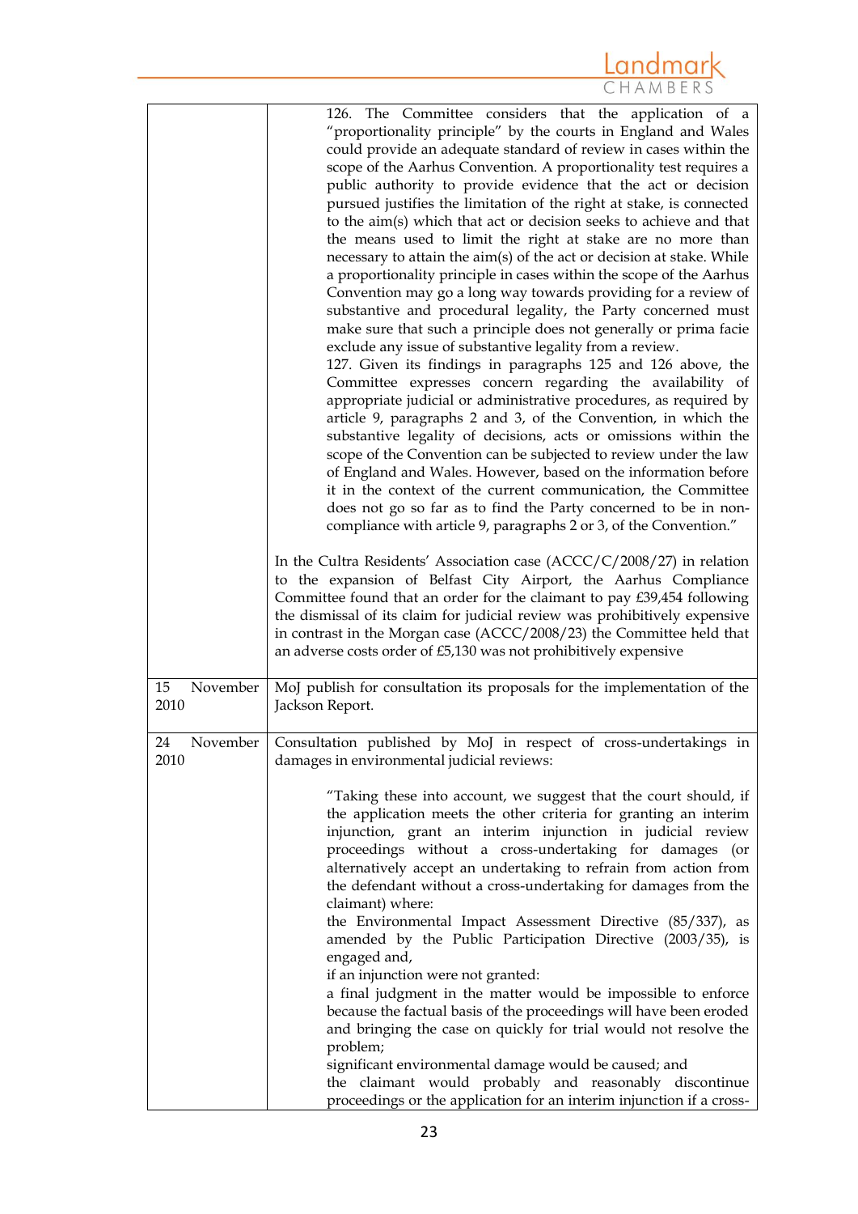| | |
|---|---|
| | 126. The Committee considers that the application of a "proportionality principle" by the courts in England and Wales could provide an adequate standard of review in cases within the scope of the Aarhus Convention. A proportionality test requires a public authority to provide evidence that the act or decision pursued justifies the limitation of the right at stake, is connected to the aim(s) which that act or decision seeks to achieve and that the means used to limit the right at stake are no more than necessary to attain the aim(s) of the act or decision at stake. While a proportionality principle in cases within the scope of the Aarhus Convention may go a long way towards providing for a review of substantive and procedural legality, the Party concerned must make sure that such a principle does not generally or prima facie exclude any issue of substantive legality from a review.<br>127. Given its findings in paragraphs 125 and 126 above, the Committee expresses concern regarding the availability of appropriate judicial or administrative procedures, as required by article 9, paragraphs 2 and 3, of the Convention, in which the substantive legality of decisions, acts or omissions within the scope of the Convention can be subjected to review under the law of England and Wales. However, based on the information before it in the context of the current communication, the Committee does not go so far as to find the Party concerned to be in non-compliance with article 9, paragraphs 2 or 3, of the Convention."<br><br>In the Cultra Residents' Association case (ACCC/C/2008/27) in relation to the expansion of Belfast City Airport, the Aarhus Compliance Committee found that an order for the claimant to pay £39,454 following the dismissal of its claim for judicial review was prohibitively expensive in contrast in the Morgan case (ACCC/2008/23) the Committee held that an adverse costs order of £5,130 was not prohibitively expensive |
| 15 November 2010 | MoJ publish for consultation its proposals for the implementation of the Jackson Report. |
| 24 November 2010 | Consultation published by MoJ in respect of cross-undertakings in damages in environmental judicial reviews:<br><br>"Taking these into account, we suggest that the court should, if the application meets the other criteria for granting an interim injunction, grant an interim injunction in judicial review proceedings without a cross-undertaking for damages (or alternatively accept an undertaking to refrain from action from the defendant without a cross-undertaking for damages from the claimant) where:<br>the Environmental Impact Assessment Directive (85/337), as amended by the Public Participation Directive (2003/35), is engaged and,<br>if an injunction were not granted:<br>a final judgment in the matter would be impossible to enforce because the factual basis of the proceedings will have been eroded and bringing the case on quickly for trial would not resolve the problem;<br>significant environmental damage would be caused; and<br>the claimant would probably and reasonably discontinue proceedings or the application for an interim injunction if a cross- |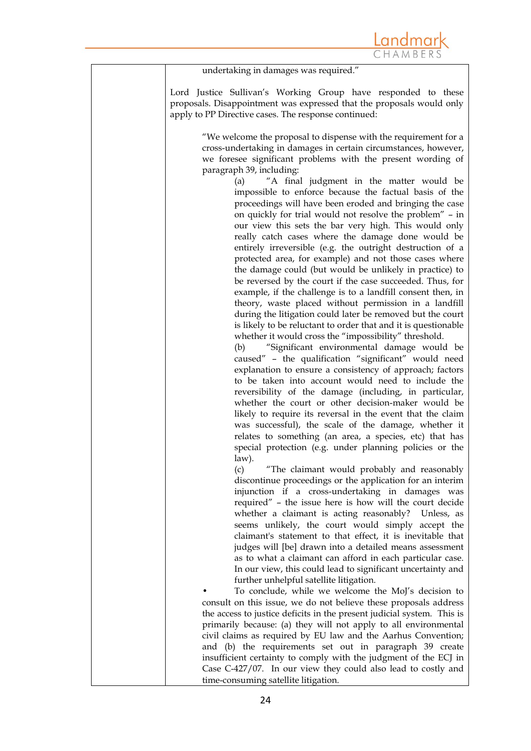undertaking in damages was required."

Lord Justice Sullivan's Working Group have responded to these proposals. Disappointment was expressed that the proposals would only apply to PP Directive cases. The response continued:

> "We welcome the proposal to dispense with the requirement for a cross-undertaking in damages in certain circumstances, however, we foresee significant problems with the present wording of paragraph 39, including:
>
> (a) "A final judgment in the matter would be impossible to enforce because the factual basis of the proceedings will have been eroded and bringing the case on quickly for trial would not resolve the problem" – in our view this sets the bar very high. This would only really catch cases where the damage done would be entirely irreversible (e.g. the outright destruction of a protected area, for example) and not those cases where the damage could (but would be unlikely in practice) to be reversed by the court if the case succeeded. Thus, for example, if the challenge is to a landfill consent then, in theory, waste placed without permission in a landfill during the litigation could later be removed but the court is likely to be reluctant to order that and it is questionable whether it would cross the "impossibility" threshold.
>
> (b) "Significant environmental damage would be caused" – the qualification "significant" would need explanation to ensure a consistency of approach; factors to be taken into account would need to include the reversibility of the damage (including, in particular, whether the court or other decision-maker would be likely to require its reversal in the event that the claim was successful), the scale of the damage, whether it relates to something (an area, a species, etc) that has special protection (e.g. under planning policies or the law).
>
> (c) "The claimant would probably and reasonably discontinue proceedings or the application for an interim injunction if a cross-undertaking in damages was required" – the issue here is how will the court decide whether a claimant is acting reasonably? Unless, as seems unlikely, the court would simply accept the claimant's statement to that effect, it is inevitable that judges will [be] drawn into a detailed means assessment as to what a claimant can afford in each particular case. In our view, this could lead to significant uncertainty and further unhelpful satellite litigation.
>
> - To conclude, while we welcome the MoJ's decision to consult on this issue, we do not believe these proposals address the access to justice deficits in the present judicial system. This is primarily because: (a) they will not apply to all environmental civil claims as required by EU law and the Aarhus Convention; and (b) the requirements set out in paragraph 39 create insufficient certainty to comply with the judgment of the ECJ in Case C-427/07. In our view they could also lead to costly and time-consuming satellite litigation.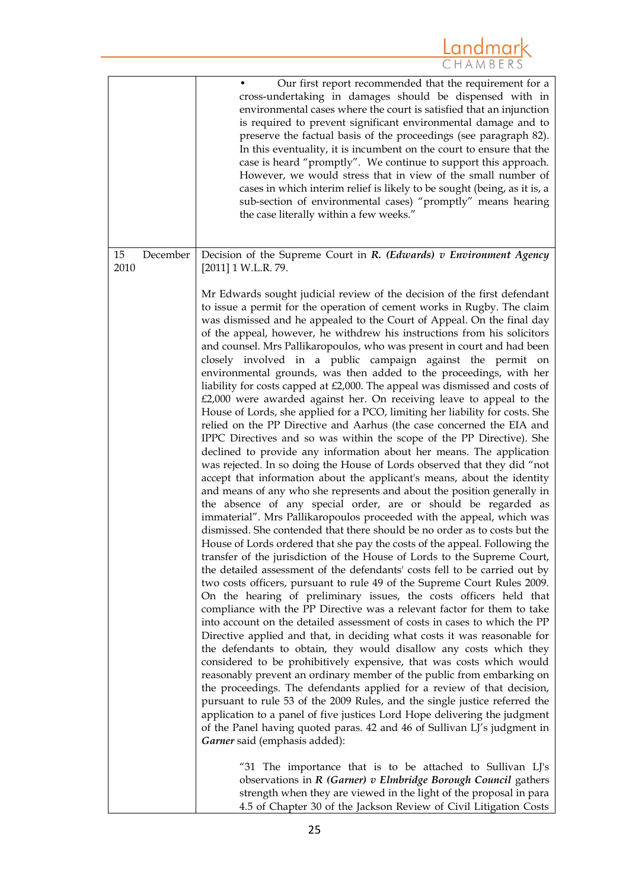| | |
|---|---|
| | • Our first report recommended that the requirement for a cross-undertaking in damages should be dispensed with in environmental cases where the court is satisfied that an injunction is required to prevent significant environmental damage and to preserve the factual basis of the proceedings (see paragraph 82). In this eventuality, it is incumbent on the court to ensure that the case is heard "promptly". We continue to support this approach. However, we would stress that in view of the small number of cases in which interim relief is likely to be sought (being, as it is, a sub-section of environmental cases) "promptly" means hearing the case literally within a few weeks." |
| 15 December 2010 | Decision of the Supreme Court in ***R. (Edwards) v Environment Agency*** [2011] 1 W.L.R. 79.<br><br>Mr Edwards sought judicial review of the decision of the first defendant to issue a permit for the operation of cement works in Rugby. The claim was dismissed and he appealed to the Court of Appeal. On the final day of the appeal, however, he withdrew his instructions from his solicitors and counsel. Mrs Pallikaropoulos, who was present in court and had been closely involved in a public campaign against the permit on environmental grounds, was then added to the proceedings, with her liability for costs capped at £2,000. The appeal was dismissed and costs of £2,000 were awarded against her. On receiving leave to appeal to the House of Lords, she applied for a PCO, limiting her liability for costs. She relied on the PP Directive and Aarhus (the case concerned the EIA and IPPC Directives and so was within the scope of the PP Directive). She declined to provide any information about her means. The application was rejected. In so doing the House of Lords observed that they did "not accept that information about the applicant's means, about the identity and means of any who she represents and about the position generally in the absence of any special order, are or should be regarded as immaterial". Mrs Pallikaropoulos proceeded with the appeal, which was dismissed. She contended that there should be no order as to costs but the House of Lords ordered that she pay the costs of the appeal. Following the transfer of the jurisdiction of the House of Lords to the Supreme Court, the detailed assessment of the defendants' costs fell to be carried out by two costs officers, pursuant to rule 49 of the Supreme Court Rules 2009. On the hearing of preliminary issues, the costs officers held that compliance with the PP Directive was a relevant factor for them to take into account on the detailed assessment of costs in cases to which the PP Directive applied and that, in deciding what costs it was reasonable for the defendants to obtain, they would disallow any costs which they considered to be prohibitively expensive, that was costs which would reasonably prevent an ordinary member of the public from embarking on the proceedings. The defendants applied for a review of that decision, pursuant to rule 53 of the 2009 Rules, and the single justice referred the application to a panel of five justices Lord Hope delivering the judgment of the Panel having quoted paras. 42 and 46 of Sullivan LJ's judgment in ***Garner*** said (emphasis added):<br><br>"31 The importance that is to be attached to Sullivan LJ's observations in ***R (Garner) v Elmbridge Borough Council*** gathers strength when they are viewed in the light of the proposal in para 4.5 of Chapter 30 of the Jackson Review of Civil Litigation Costs |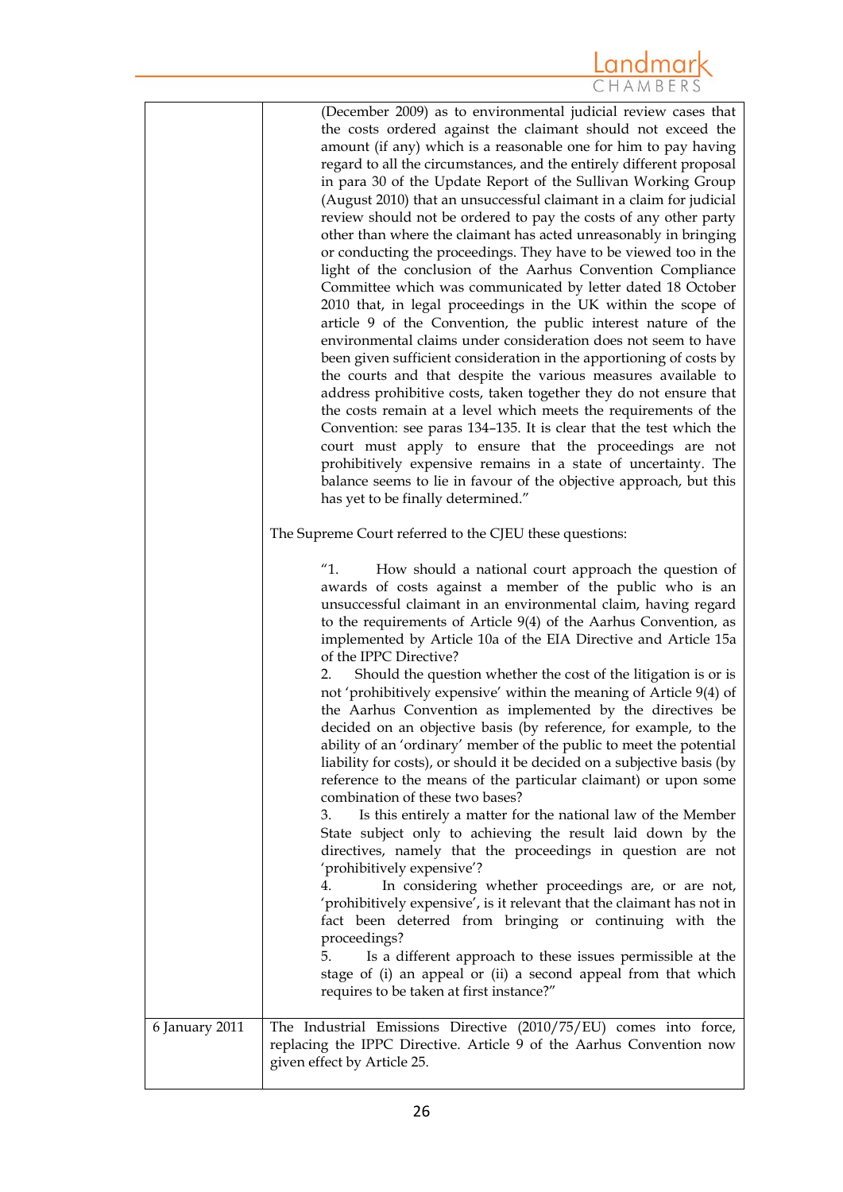| | |
|---|---|
| | (December 2009) as to environmental judicial review cases that the costs ordered against the claimant should not exceed the amount (if any) which is a reasonable one for him to pay having regard to all the circumstances, and the entirely different proposal in para 30 of the Update Report of the Sullivan Working Group (August 2010) that an unsuccessful claimant in a claim for judicial review should not be ordered to pay the costs of any other party other than where the claimant has acted unreasonably in bringing or conducting the proceedings. They have to be viewed too in the light of the conclusion of the Aarhus Convention Compliance Committee which was communicated by letter dated 18 October 2010 that, in legal proceedings in the UK within the scope of article 9 of the Convention, the public interest nature of the environmental claims under consideration does not seem to have been given sufficient consideration in the apportioning of costs by the courts and that despite the various measures available to address prohibitive costs, taken together they do not ensure that the costs remain at a level which meets the requirements of the Convention: see paras 134–135. It is clear that the test which the court must apply to ensure that the proceedings are not prohibitively expensive remains in a state of uncertainty. The balance seems to lie in favour of the objective approach, but this has yet to be finally determined."<br><br>The Supreme Court referred to the CJEU these questions:<br><br>"1. How should a national court approach the question of awards of costs against a member of the public who is an unsuccessful claimant in an environmental claim, having regard to the requirements of Article 9(4) of the Aarhus Convention, as implemented by Article 10a of the EIA Directive and Article 15a of the IPPC Directive?<br>2. Should the question whether the cost of the litigation is or is not 'prohibitively expensive' within the meaning of Article 9(4) of the Aarhus Convention as implemented by the directives be decided on an objective basis (by reference, for example, to the ability of an 'ordinary' member of the public to meet the potential liability for costs), or should it be decided on a subjective basis (by reference to the means of the particular claimant) or upon some combination of these two bases?<br>3. Is this entirely a matter for the national law of the Member State subject only to achieving the result laid down by the directives, namely that the proceedings in question are not 'prohibitively expensive'?<br>4. In considering whether proceedings are, or are not, 'prohibitively expensive', is it relevant that the claimant has not in fact been deterred from bringing or continuing with the proceedings?<br>5. Is a different approach to these issues permissible at the stage of (i) an appeal or (ii) a second appeal from that which requires to be taken at first instance?" |
| 6 January 2011 | The Industrial Emissions Directive (2010/75/EU) comes into force, replacing the IPPC Directive. Article 9 of the Aarhus Convention now given effect by Article 25. |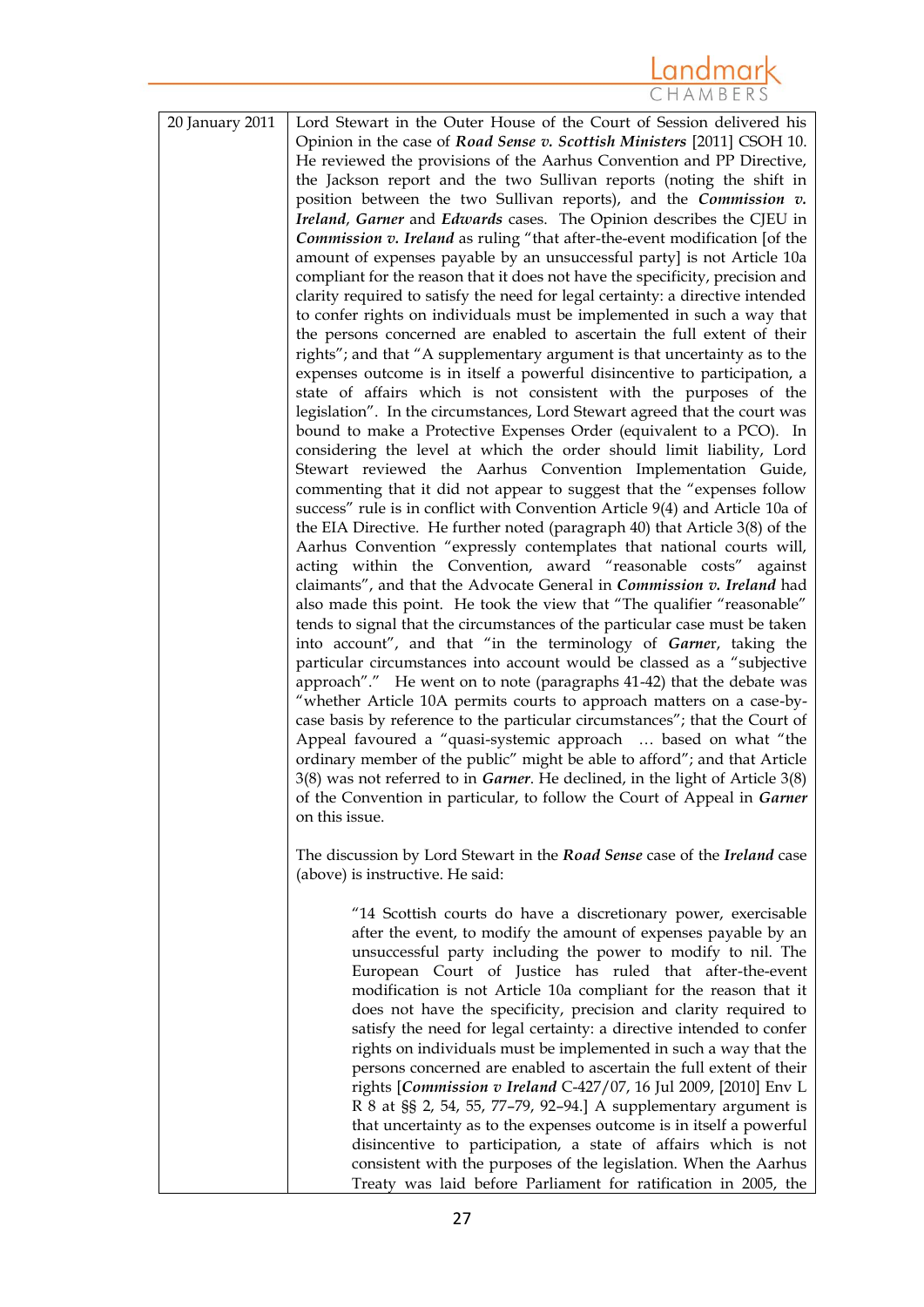| | |
|---|---|
| 20 January 2011 | Lord Stewart in the Outer House of the Court of Session delivered his Opinion in the case of ***Road Sense v. Scottish Ministers*** [2011] CSOH 10. He reviewed the provisions of the Aarhus Convention and PP Directive, the Jackson report and the two Sullivan reports (noting the shift in position between the two Sullivan reports), and the ***Commission v. Ireland***, ***Garner*** and ***Edwards*** cases. The Opinion describes the CJEU in ***Commission v. Ireland*** as ruling "that after-the-event modification [of the amount of expenses payable by an unsuccessful party] is not Article 10a compliant for the reason that it does not have the specificity, precision and clarity required to satisfy the need for legal certainty: a directive intended to confer rights on individuals must be implemented in such a way that the persons concerned are enabled to ascertain the full extent of their rights"; and that "A supplementary argument is that uncertainty as to the expenses outcome is in itself a powerful disincentive to participation, a state of affairs which is not consistent with the purposes of the legislation". In the circumstances, Lord Stewart agreed that the court was bound to make a Protective Expenses Order (equivalent to a PCO). In considering the level at which the order should limit liability, Lord Stewart reviewed the Aarhus Convention Implementation Guide, commenting that it did not appear to suggest that the "expenses follow success" rule is in conflict with Convention Article 9(4) and Article 10a of the EIA Directive. He further noted (paragraph 40) that Article 3(8) of the Aarhus Convention "expressly contemplates that national courts will, acting within the Convention, award "reasonable costs" against claimants", and that the Advocate General in ***Commission v. Ireland*** had also made this point. He took the view that "The qualifier "reasonable" tends to signal that the circumstances of the particular case must be taken into account", and that "in the terminology of ***Garne***r, taking the particular circumstances into account would be classed as a "subjective approach"." He went on to note (paragraphs 41-42) that the debate was "whether Article 10A permits courts to approach matters on a case-by-case basis by reference to the particular circumstances"; that the Court of Appeal favoured a "quasi-systemic approach … based on what "the ordinary member of the public" might be able to afford"; and that Article 3(8) was not referred to in ***Garner***. He declined, in the light of Article 3(8) of the Convention in particular, to follow the Court of Appeal in ***Garner*** on this issue.<br><br>The discussion by Lord Stewart in the ***Road Sense*** case of the ***Ireland*** case (above) is instructive. He said:<br><br>"14 Scottish courts do have a discretionary power, exercisable after the event, to modify the amount of expenses payable by an unsuccessful party including the power to modify to nil. The European Court of Justice has ruled that after-the-event modification is not Article 10a compliant for the reason that it does not have the specificity, precision and clarity required to satisfy the need for legal certainty: a directive intended to confer rights on individuals must be implemented in such a way that the persons concerned are enabled to ascertain the full extent of their rights [***Commission v Ireland*** C-427/07, 16 Jul 2009, [2010] Env L R 8 at §§ 2, 54, 55, 77–79, 92–94.] A supplementary argument is that uncertainty as to the expenses outcome is in itself a powerful disincentive to participation, a state of affairs which is not consistent with the purposes of the legislation. When the Aarhus Treaty was laid before Parliament for ratification in 2005, the |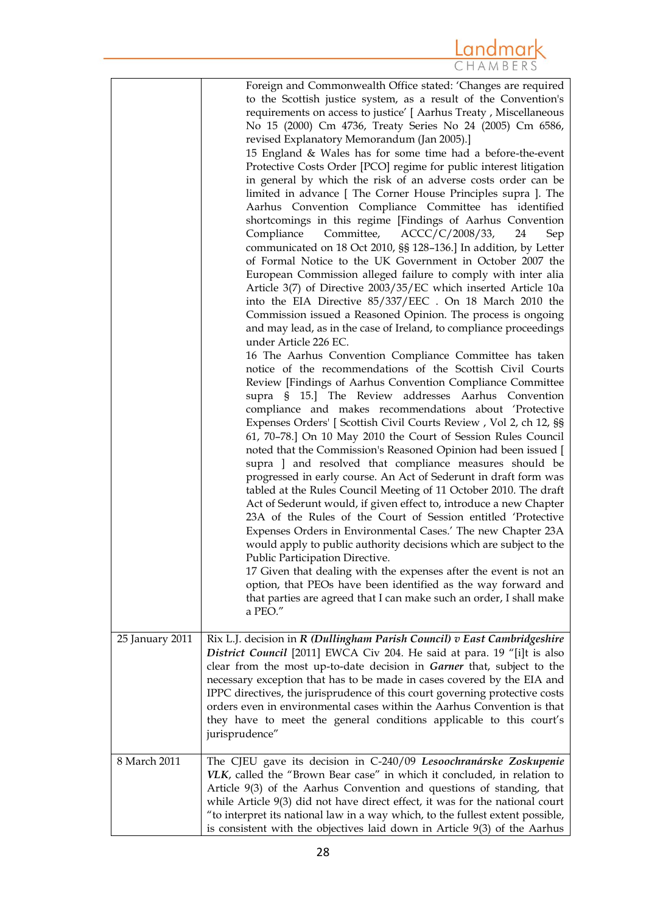| | |
|---|---|
| | Foreign and Commonwealth Office stated: 'Changes are required to the Scottish justice system, as a result of the Convention's requirements on access to justice' [ Aarhus Treaty , Miscellaneous No 15 (2000) Cm 4736, Treaty Series No 24 (2005) Cm 6586, revised Explanatory Memorandum (Jan 2005).] <br> 15 England & Wales has for some time had a before-the-event Protective Costs Order [PCO] regime for public interest litigation in general by which the risk of an adverse costs order can be limited in advance [ The Corner House Principles supra ]. The Aarhus Convention Compliance Committee has identified shortcomings in this regime [Findings of Aarhus Convention Compliance Committee, ACCC/C/2008/33, 24 Sep communicated on 18 Oct 2010, §§ 128–136.] In addition, by Letter of Formal Notice to the UK Government in October 2007 the European Commission alleged failure to comply with inter alia Article 3(7) of Directive 2003/35/EC which inserted Article 10a into the EIA Directive 85/337/EEC . On 18 March 2010 the Commission issued a Reasoned Opinion. The process is ongoing and may lead, as in the case of Ireland, to compliance proceedings under Article 226 EC. <br> 16 The Aarhus Convention Compliance Committee has taken notice of the recommendations of the Scottish Civil Courts Review [Findings of Aarhus Convention Compliance Committee supra § 15.] The Review addresses Aarhus Convention compliance and makes recommendations about 'Protective Expenses Orders' [ Scottish Civil Courts Review , Vol 2, ch 12, §§ 61, 70–78.] On 10 May 2010 the Court of Session Rules Council noted that the Commission's Reasoned Opinion had been issued [ supra ] and resolved that compliance measures should be progressed in early course. An Act of Sederunt in draft form was tabled at the Rules Council Meeting of 11 October 2010. The draft Act of Sederunt would, if given effect to, introduce a new Chapter 23A of the Rules of the Court of Session entitled 'Protective Expenses Orders in Environmental Cases.' The new Chapter 23A would apply to public authority decisions which are subject to the Public Participation Directive. <br> 17 Given that dealing with the expenses after the event is not an option, that PEOs have been identified as the way forward and that parties are agreed that I can make such an order, I shall make a PEO." |
| 25 January 2011 | Rix L.J. decision in ***R (Dullingham Parish Council) v East Cambridgeshire District Council*** [2011] EWCA Civ 204. He said at para. 19 "[i]t is also clear from the most up-to-date decision in ***Garner*** that, subject to the necessary exception that has to be made in cases covered by the EIA and IPPC directives, the jurisprudence of this court governing protective costs orders even in environmental cases within the Aarhus Convention is that they have to meet the general conditions applicable to this court's jurisprudence" |
| 8 March 2011 | The CJEU gave its decision in C-240/09 ***Lesoochranárske Zoskupenie VLK***, called the "Brown Bear case" in which it concluded, in relation to Article 9(3) of the Aarhus Convention and questions of standing, that while Article 9(3) did not have direct effect, it was for the national court "to interpret its national law in a way which, to the fullest extent possible, is consistent with the objectives laid down in Article 9(3) of the Aarhus |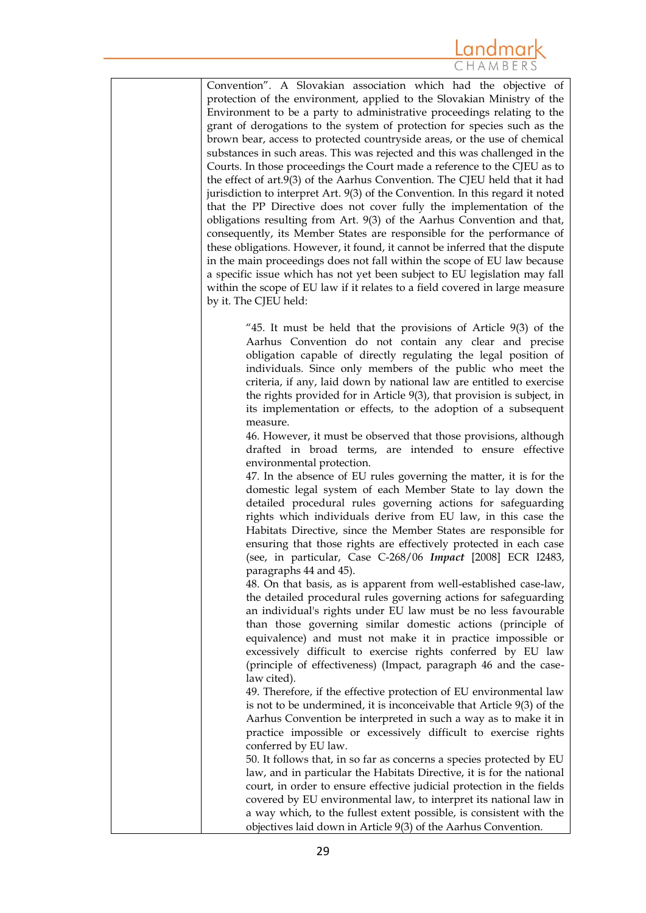Convention". A Slovakian association which had the objective of protection of the environment, applied to the Slovakian Ministry of the Environment to be a party to administrative proceedings relating to the grant of derogations to the system of protection for species such as the brown bear, access to protected countryside areas, or the use of chemical substances in such areas. This was rejected and this was challenged in the Courts. In those proceedings the Court made a reference to the CJEU as to the effect of art.9(3) of the Aarhus Convention. The CJEU held that it had jurisdiction to interpret Art. 9(3) of the Convention. In this regard it noted that the PP Directive does not cover fully the implementation of the obligations resulting from Art. 9(3) of the Aarhus Convention and that, consequently, its Member States are responsible for the performance of these obligations. However, it found, it cannot be inferred that the dispute in the main proceedings does not fall within the scope of EU law because a specific issue which has not yet been subject to EU legislation may fall within the scope of EU law if it relates to a field covered in large measure by it. The CJEU held:

> "45. It must be held that the provisions of Article 9(3) of the Aarhus Convention do not contain any clear and precise obligation capable of directly regulating the legal position of individuals. Since only members of the public who meet the criteria, if any, laid down by national law are entitled to exercise the rights provided for in Article 9(3), that provision is subject, in its implementation or effects, to the adoption of a subsequent measure.
>
> 46. However, it must be observed that those provisions, although drafted in broad terms, are intended to ensure effective environmental protection.
>
> 47. In the absence of EU rules governing the matter, it is for the domestic legal system of each Member State to lay down the detailed procedural rules governing actions for safeguarding rights which individuals derive from EU law, in this case the Habitats Directive, since the Member States are responsible for ensuring that those rights are effectively protected in each case (see, in particular, Case C-268/06 ***Impact*** [2008] ECR I2483, paragraphs 44 and 45).
>
> 48. On that basis, as is apparent from well-established case-law, the detailed procedural rules governing actions for safeguarding an individual's rights under EU law must be no less favourable than those governing similar domestic actions (principle of equivalence) and must not make it in practice impossible or excessively difficult to exercise rights conferred by EU law (principle of effectiveness) (Impact, paragraph 46 and the case-law cited).
>
> 49. Therefore, if the effective protection of EU environmental law is not to be undermined, it is inconceivable that Article 9(3) of the Aarhus Convention be interpreted in such a way as to make it in practice impossible or excessively difficult to exercise rights conferred by EU law.
>
> 50. It follows that, in so far as concerns a species protected by EU law, and in particular the Habitats Directive, it is for the national court, in order to ensure effective judicial protection in the fields covered by EU environmental law, to interpret its national law in a way which, to the fullest extent possible, is consistent with the objectives laid down in Article 9(3) of the Aarhus Convention.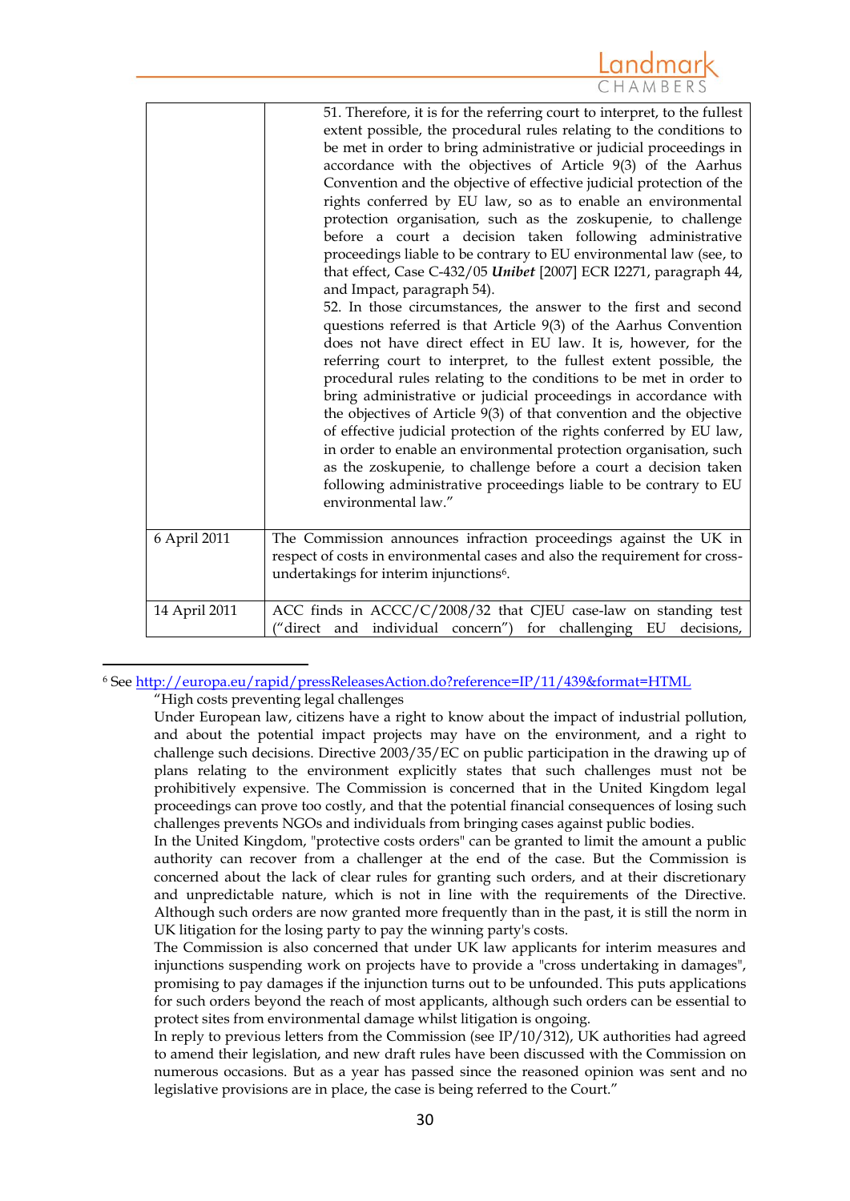| | |
|---|---|
| | 51. Therefore, it is for the referring court to interpret, to the fullest extent possible, the procedural rules relating to the conditions to be met in order to bring administrative or judicial proceedings in accordance with the objectives of Article 9(3) of the Aarhus Convention and the objective of effective judicial protection of the rights conferred by EU law, so as to enable an environmental protection organisation, such as the zoskupenie, to challenge before a court a decision taken following administrative proceedings liable to be contrary to EU environmental law (see, to that effect, Case C-432/05 ***Unibet*** [2007] ECR I2271, paragraph 44, and Impact, paragraph 54).<br>52. In those circumstances, the answer to the first and second questions referred is that Article 9(3) of the Aarhus Convention does not have direct effect in EU law. It is, however, for the referring court to interpret, to the fullest extent possible, the procedural rules relating to the conditions to be met in order to bring administrative or judicial proceedings in accordance with the objectives of Article 9(3) of that convention and the objective of effective judicial protection of the rights conferred by EU law, in order to enable an environmental protection organisation, such as the zoskupenie, to challenge before a court a decision taken following administrative proceedings liable to be contrary to EU environmental law." |
| 6 April 2011 | The Commission announces infraction proceedings against the UK in respect of costs in environmental cases and also the requirement for cross-undertakings for interim injunctions[6]. |
| 14 April 2011 | ACC finds in ACCC/C/2008/32 that CJEU case-law on standing test ("direct and individual concern") for challenging EU decisions, |

[6] See http://europa.eu/rapid/pressReleasesAction.do?reference=IP/11/439&format=HTML

"High costs preventing legal challenges

Under European law, citizens have a right to know about the impact of industrial pollution, and about the potential impact projects may have on the environment, and a right to challenge such decisions. Directive 2003/35/EC on public participation in the drawing up of plans relating to the environment explicitly states that such challenges must not be prohibitively expensive. The Commission is concerned that in the United Kingdom legal proceedings can prove too costly, and that the potential financial consequences of losing such challenges prevents NGOs and individuals from bringing cases against public bodies.

In the United Kingdom, "protective costs orders" can be granted to limit the amount a public authority can recover from a challenger at the end of the case. But the Commission is concerned about the lack of clear rules for granting such orders, and at their discretionary and unpredictable nature, which is not in line with the requirements of the Directive. Although such orders are now granted more frequently than in the past, it is still the norm in UK litigation for the losing party to pay the winning party's costs.

The Commission is also concerned that under UK law applicants for interim measures and injunctions suspending work on projects have to provide a "cross undertaking in damages", promising to pay damages if the injunction turns out to be unfounded. This puts applications for such orders beyond the reach of most applicants, although such orders can be essential to protect sites from environmental damage whilst litigation is ongoing.

In reply to previous letters from the Commission (see IP/10/312), UK authorities had agreed to amend their legislation, and new draft rules have been discussed with the Commission on numerous occasions. But as a year has passed since the reasoned opinion was sent and no legislative provisions are in place, the case is being referred to the Court."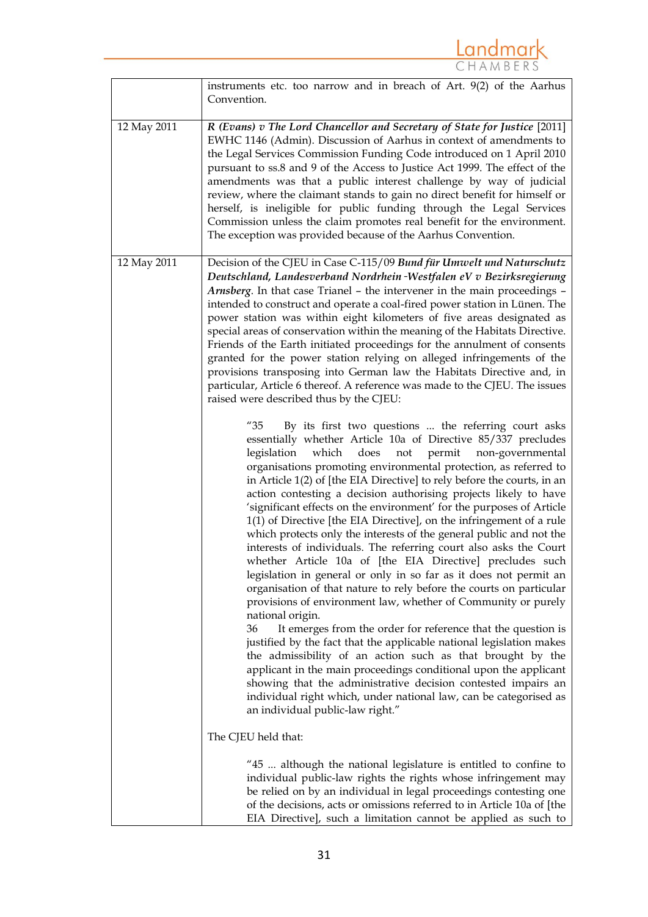| | |
|---|---|
| | instruments etc. too narrow and in breach of Art. 9(2) of the Aarhus Convention. |
| 12 May 2011 | ***R (Evans) v The Lord Chancellor and Secretary of State for Justice*** [2011] EWHC 1146 (Admin). Discussion of Aarhus in context of amendments to the Legal Services Commission Funding Code introduced on 1 April 2010 pursuant to ss.8 and 9 of the Access to Justice Act 1999. The effect of the amendments was that a public interest challenge by way of judicial review, where the claimant stands to gain no direct benefit for himself or herself, is ineligible for public funding through the Legal Services Commission unless the claim promotes real benefit for the environment. The exception was provided because of the Aarhus Convention. |
| 12 May 2011 | Decision of the CJEU in Case C-115/09 ***Bund für Umwelt und Naturschutz Deutschland, Landesverband Nordrhein-Westfalen eV v Bezirksregierung Arnsberg***. In that case Trianel – the intervener in the main proceedings – intended to construct and operate a coal-fired power station in Lünen. The power station was within eight kilometers of five areas designated as special areas of conservation within the meaning of the Habitats Directive. Friends of the Earth initiated proceedings for the annulment of consents granted for the power station relying on alleged infringements of the provisions transposing into German law the Habitats Directive and, in particular, Article 6 thereof. A reference was made to the CJEU. The issues raised were described thus by the CJEU:<br><br>"35 By its first two questions ... the referring court asks essentially whether Article 10a of Directive 85/337 precludes legislation which does not permit non-governmental organisations promoting environmental protection, as referred to in Article 1(2) of [the EIA Directive] to rely before the courts, in an action contesting a decision authorising projects likely to have 'significant effects on the environment' for the purposes of Article 1(1) of Directive [the EIA Directive], on the infringement of a rule which protects only the interests of the general public and not the interests of individuals. The referring court also asks the Court whether Article 10a of [the EIA Directive] precludes such legislation in general or only in so far as it does not permit an organisation of that nature to rely before the courts on particular provisions of environment law, whether of Community or purely national origin.<br>36 It emerges from the order for reference that the question is justified by the fact that the applicable national legislation makes the admissibility of an action such as that brought by the applicant in the main proceedings conditional upon the applicant showing that the administrative decision contested impairs an individual right which, under national law, can be categorised as an individual public-law right."<br><br>The CJEU held that:<br><br>"45 ... although the national legislature is entitled to confine to individual public-law rights the rights whose infringement may be relied on by an individual in legal proceedings contesting one of the decisions, acts or omissions referred to in Article 10a of [the EIA Directive], such a limitation cannot be applied as such to |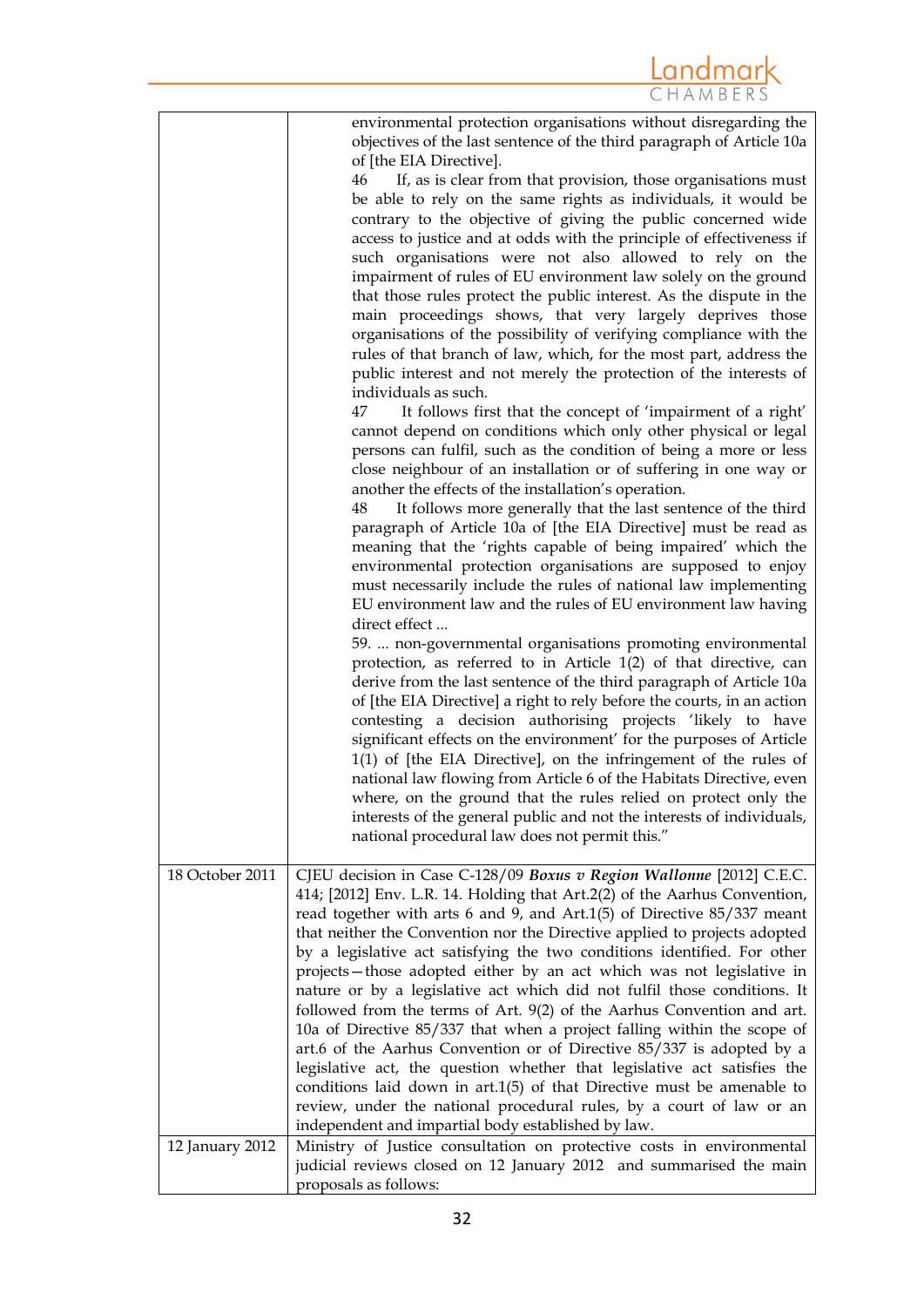| | |
|---|---|
| | environmental protection organisations without disregarding the objectives of the last sentence of the third paragraph of Article 10a of [the EIA Directive].<br>46 If, as is clear from that provision, those organisations must be able to rely on the same rights as individuals, it would be contrary to the objective of giving the public concerned wide access to justice and at odds with the principle of effectiveness if such organisations were not also allowed to rely on the impairment of rules of EU environment law solely on the ground that those rules protect the public interest. As the dispute in the main proceedings shows, that very largely deprives those organisations of the possibility of verifying compliance with the rules of that branch of law, which, for the most part, address the public interest and not merely the protection of the interests of individuals as such.<br>47 It follows first that the concept of 'impairment of a right' cannot depend on conditions which only other physical or legal persons can fulfil, such as the condition of being a more or less close neighbour of an installation or of suffering in one way or another the effects of the installation's operation.<br>48 It follows more generally that the last sentence of the third paragraph of Article 10a of [the EIA Directive] must be read as meaning that the 'rights capable of being impaired' which the environmental protection organisations are supposed to enjoy must necessarily include the rules of national law implementing EU environment law and the rules of EU environment law having direct effect ...<br>59. ... non-governmental organisations promoting environmental protection, as referred to in Article 1(2) of that directive, can derive from the last sentence of the third paragraph of Article 10a of [the EIA Directive] a right to rely before the courts, in an action contesting a decision authorising projects 'likely to have significant effects on the environment' for the purposes of Article 1(1) of [the EIA Directive], on the infringement of the rules of national law flowing from Article 6 of the Habitats Directive, even where, on the ground that the rules relied on protect only the interests of the general public and not the interests of individuals, national procedural law does not permit this." |
| 18 October 2011 | CJEU decision in Case C-128/09 ***Boxus v Region Wallonne*** [2012] C.E.C. 414; [2012] Env. L.R. 14. Holding that Art.2(2) of the Aarhus Convention, read together with arts 6 and 9, and Art.1(5) of Directive 85/337 meant that neither the Convention nor the Directive applied to projects adopted by a legislative act satisfying the two conditions identified. For other projects—those adopted either by an act which was not legislative in nature or by a legislative act which did not fulfil those conditions. It followed from the terms of Art. 9(2) of the Aarhus Convention and art. 10a of Directive 85/337 that when a project falling within the scope of art.6 of the Aarhus Convention or of Directive 85/337 is adopted by a legislative act, the question whether that legislative act satisfies the conditions laid down in art.1(5) of that Directive must be amenable to review, under the national procedural rules, by a court of law or an independent and impartial body established by law. |
| 12 January 2012 | Ministry of Justice consultation on protective costs in environmental judicial reviews closed on 12 January 2012 and summarised the main proposals as follows: |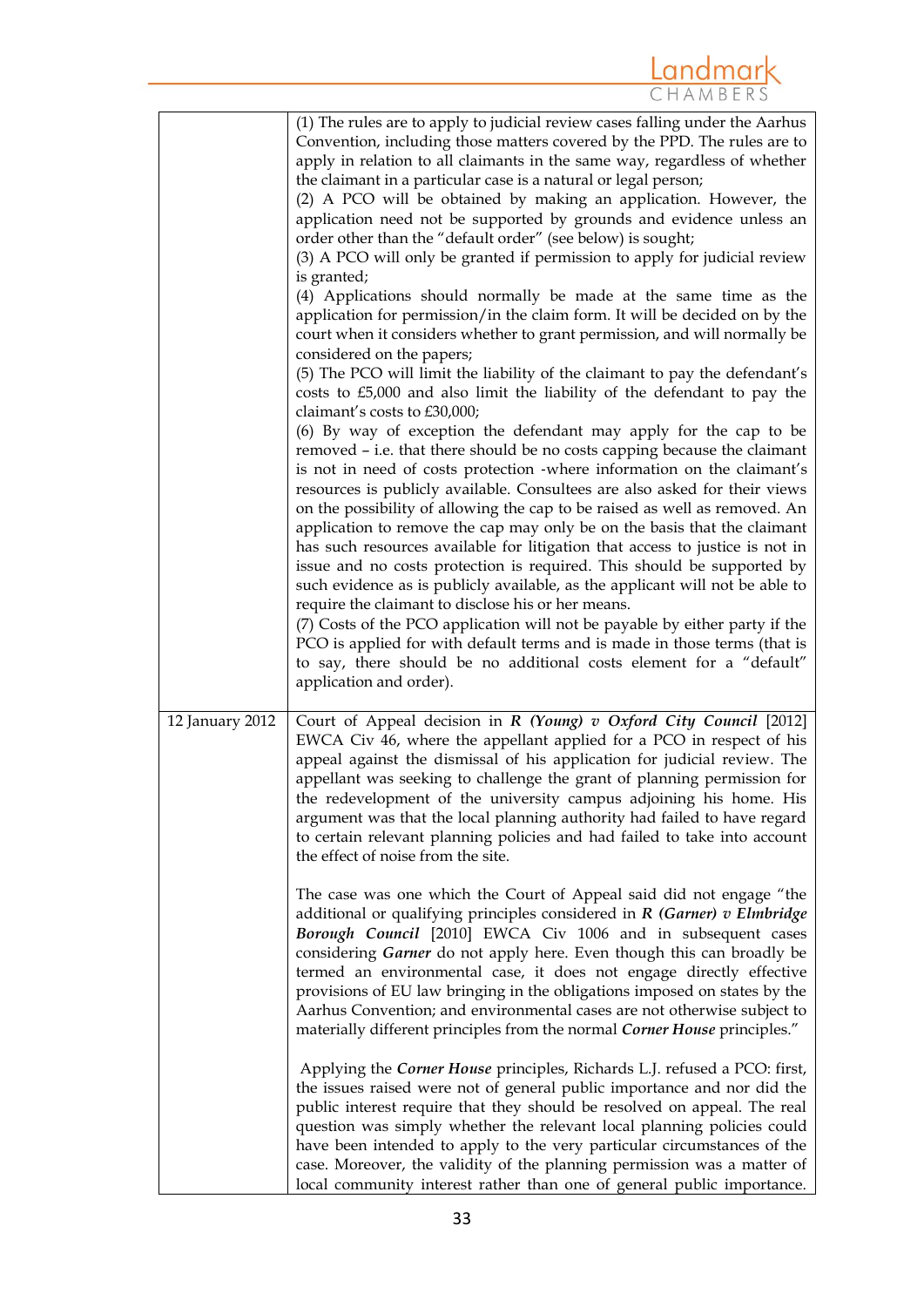| | |
|---|---|
| | (1) The rules are to apply to judicial review cases falling under the Aarhus Convention, including those matters covered by the PPD. The rules are to apply in relation to all claimants in the same way, regardless of whether the claimant in a particular case is a natural or legal person;<br>(2) A PCO will be obtained by making an application. However, the application need not be supported by grounds and evidence unless an order other than the "default order" (see below) is sought;<br>(3) A PCO will only be granted if permission to apply for judicial review is granted;<br>(4) Applications should normally be made at the same time as the application for permission/in the claim form. It will be decided on by the court when it considers whether to grant permission, and will normally be considered on the papers;<br>(5) The PCO will limit the liability of the claimant to pay the defendant's costs to £5,000 and also limit the liability of the defendant to pay the claimant's costs to £30,000;<br>(6) By way of exception the defendant may apply for the cap to be removed – i.e. that there should be no costs capping because the claimant is not in need of costs protection -where information on the claimant's resources is publicly available. Consultees are also asked for their views on the possibility of allowing the cap to be raised as well as removed. An application to remove the cap may only be on the basis that the claimant has such resources available for litigation that access to justice is not in issue and no costs protection is required. This should be supported by such evidence as is publicly available, as the applicant will not be able to require the claimant to disclose his or her means.<br>(7) Costs of the PCO application will not be payable by either party if the PCO is applied for with default terms and is made in those terms (that is to say, there should be no additional costs element for a "default" application and order). |
| 12 January 2012 | Court of Appeal decision in ***R (Young) v Oxford City Council*** [2012] EWCA Civ 46, where the appellant applied for a PCO in respect of his appeal against the dismissal of his application for judicial review. The appellant was seeking to challenge the grant of planning permission for the redevelopment of the university campus adjoining his home. His argument was that the local planning authority had failed to have regard to certain relevant planning policies and had failed to take into account the effect of noise from the site.<br><br>The case was one which the Court of Appeal said did not engage "the additional or qualifying principles considered in ***R (Garner) v Elmbridge Borough Council*** [2010] EWCA Civ 1006 and in subsequent cases considering ***Garner*** do not apply here. Even though this can broadly be termed an environmental case, it does not engage directly effective provisions of EU law bringing in the obligations imposed on states by the Aarhus Convention; and environmental cases are not otherwise subject to materially different principles from the normal ***Corner House*** principles."<br><br>Applying the ***Corner House*** principles, Richards L.J. refused a PCO: first, the issues raised were not of general public importance and nor did the public interest require that they should be resolved on appeal. The real question was simply whether the relevant local planning policies could have been intended to apply to the very particular circumstances of the case. Moreover, the validity of the planning permission was a matter of local community interest rather than one of general public importance. |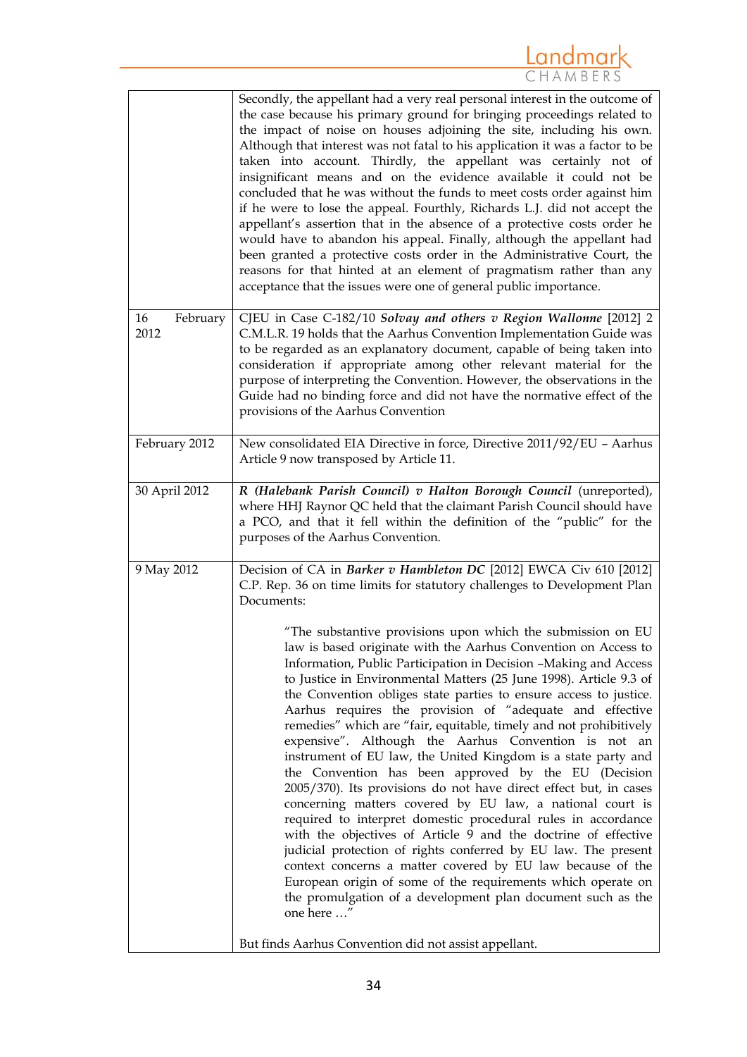| | |
|---|---|
| | Secondly, the appellant had a very real personal interest in the outcome of the case because his primary ground for bringing proceedings related to the impact of noise on houses adjoining the site, including his own. Although that interest was not fatal to his application it was a factor to be taken into account. Thirdly, the appellant was certainly not of insignificant means and on the evidence available it could not be concluded that he was without the funds to meet costs order against him if he were to lose the appeal. Fourthly, Richards L.J. did not accept the appellant's assertion that in the absence of a protective costs order he would have to abandon his appeal. Finally, although the appellant had been granted a protective costs order in the Administrative Court, the reasons for that hinted at an element of pragmatism rather than any acceptance that the issues were one of general public importance. |
| 16 February 2012 | CJEU in Case C-182/10 ***Solvay and others v Region Wallonne*** [2012] 2 C.M.L.R. 19 holds that the Aarhus Convention Implementation Guide was to be regarded as an explanatory document, capable of being taken into consideration if appropriate among other relevant material for the purpose of interpreting the Convention. However, the observations in the Guide had no binding force and did not have the normative effect of the provisions of the Aarhus Convention |
| February 2012 | New consolidated EIA Directive in force, Directive 2011/92/EU – Aarhus Article 9 now transposed by Article 11. |
| 30 April 2012 | ***R (Halebank Parish Council) v Halton Borough Council*** (unreported), where HHJ Raynor QC held that the claimant Parish Council should have a PCO, and that it fell within the definition of the "public" for the purposes of the Aarhus Convention. |
| 9 May 2012 | Decision of CA in ***Barker v Hambleton DC*** [2012] EWCA Civ 610 [2012] C.P. Rep. 36 on time limits for statutory challenges to Development Plan Documents:<br><br>"The substantive provisions upon which the submission on EU law is based originate with the Aarhus Convention on Access to Information, Public Participation in Decision –Making and Access to Justice in Environmental Matters (25 June 1998). Article 9.3 of the Convention obliges state parties to ensure access to justice. Aarhus requires the provision of "adequate and effective remedies" which are "fair, equitable, timely and not prohibitively expensive". Although the Aarhus Convention is not an instrument of EU law, the United Kingdom is a state party and the Convention has been approved by the EU (Decision 2005/370). Its provisions do not have direct effect but, in cases concerning matters covered by EU law, a national court is required to interpret domestic procedural rules in accordance with the objectives of Article 9 and the doctrine of effective judicial protection of rights conferred by EU law. The present context concerns a matter covered by EU law because of the European origin of some of the requirements which operate on the promulgation of a development plan document such as the one here …"<br><br>But finds Aarhus Convention did not assist appellant. |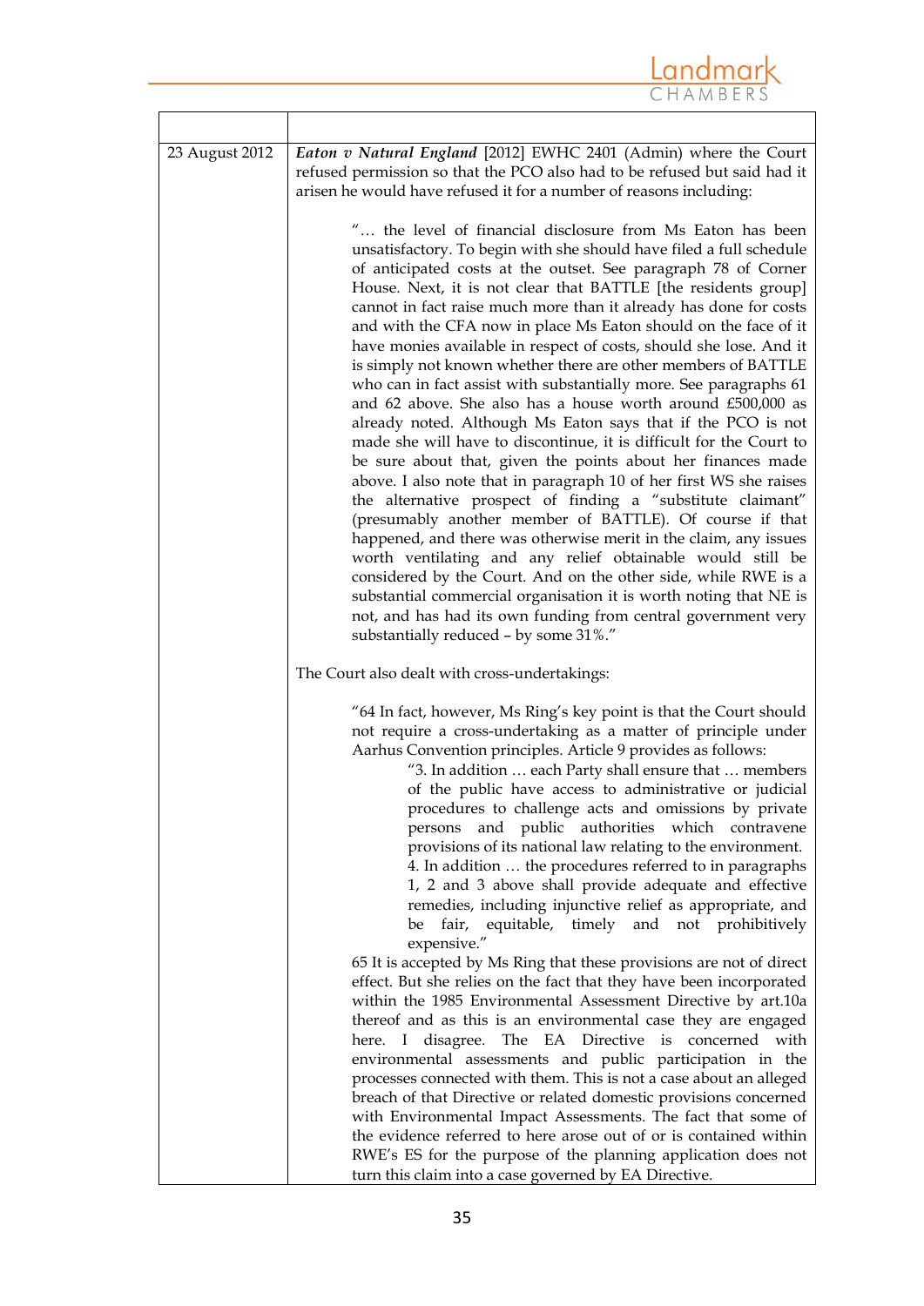| | |
|---|---|
| 23 August 2012 | ***Eaton v Natural England*** [2012] EWHC 2401 (Admin) where the Court refused permission so that the PCO also had to be refused but said had it arisen he would have refused it for a number of reasons including:<br><br>"… the level of financial disclosure from Ms Eaton has been unsatisfactory. To begin with she should have filed a full schedule of anticipated costs at the outset. See paragraph 78 of Corner House. Next, it is not clear that BATTLE [the residents group] cannot in fact raise much more than it already has done for costs and with the CFA now in place Ms Eaton should on the face of it have monies available in respect of costs, should she lose. And it is simply not known whether there are other members of BATTLE who can in fact assist with substantially more. See paragraphs 61 and 62 above. She also has a house worth around £500,000 as already noted. Although Ms Eaton says that if the PCO is not made she will have to discontinue, it is difficult for the Court to be sure about that, given the points about her finances made above. I also note that in paragraph 10 of her first WS she raises the alternative prospect of finding a "substitute claimant" (presumably another member of BATTLE). Of course if that happened, and there was otherwise merit in the claim, any issues worth ventilating and any relief obtainable would still be considered by the Court. And on the other side, while RWE is a substantial commercial organisation it is worth noting that NE is not, and has had its own funding from central government very substantially reduced – by some 31%."<br><br>The Court also dealt with cross-undertakings:<br><br>"64 In fact, however, Ms Ring's key point is that the Court should not require a cross-undertaking as a matter of principle under Aarhus Convention principles. Article 9 provides as follows:<br>"3. In addition … each Party shall ensure that … members of the public have access to administrative or judicial procedures to challenge acts and omissions by private persons and public authorities which contravene provisions of its national law relating to the environment.<br>4. In addition … the procedures referred to in paragraphs 1, 2 and 3 above shall provide adequate and effective remedies, including injunctive relief as appropriate, and be fair, equitable, timely and not prohibitively expensive."<br>65 It is accepted by Ms Ring that these provisions are not of direct effect. But she relies on the fact that they have been incorporated within the 1985 Environmental Assessment Directive by art.10a thereof and as this is an environmental case they are engaged here. I disagree. The EA Directive is concerned with environmental assessments and public participation in the processes connected with them. This is not a case about an alleged breach of that Directive or related domestic provisions concerned with Environmental Impact Assessments. The fact that some of the evidence referred to here arose out of or is contained within RWE's ES for the purpose of the planning application does not turn this claim into a case governed by EA Directive. |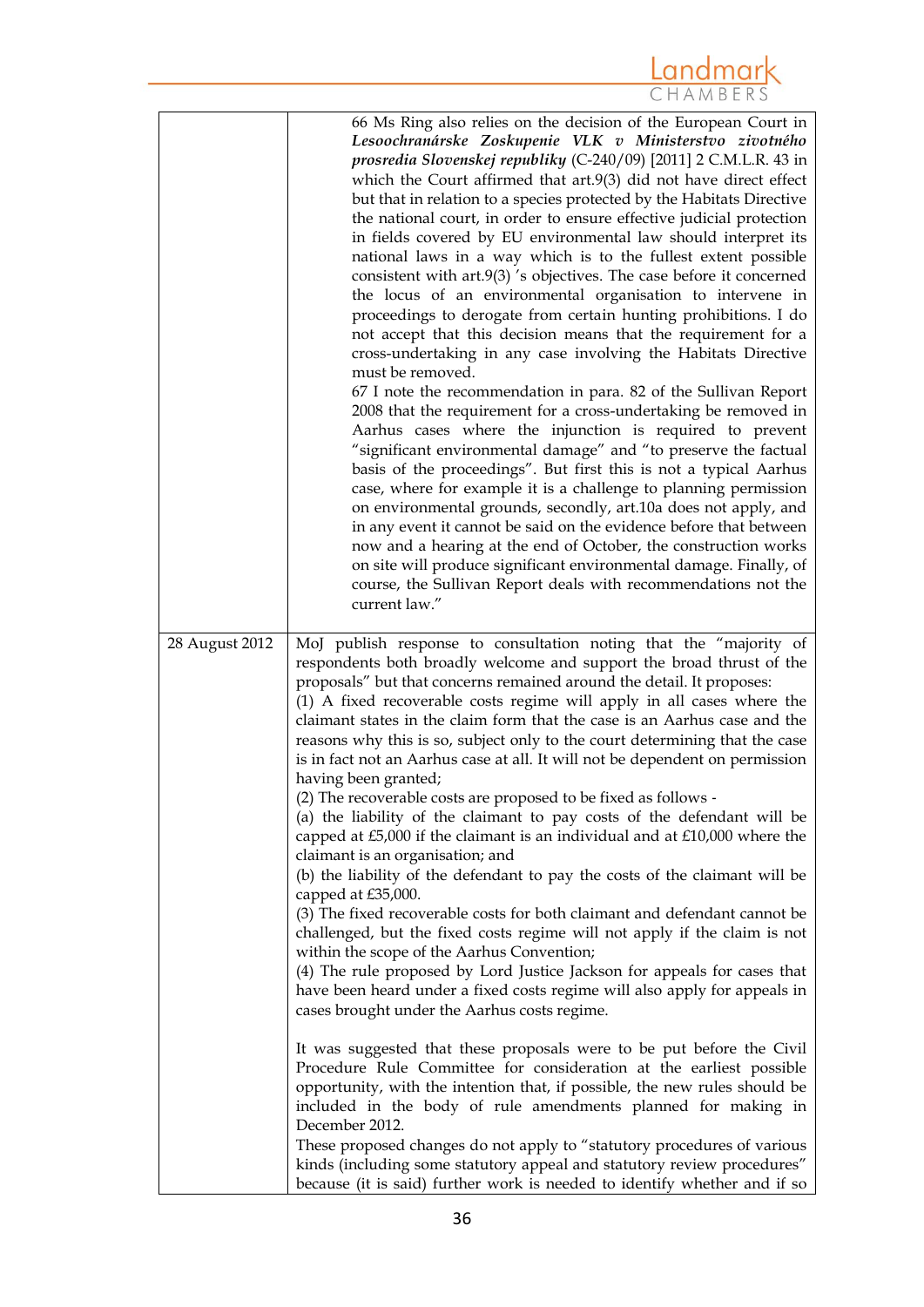| | |
|---|---|
| | 66 Ms Ring also relies on the decision of the European Court in ***Lesoochranárske Zoskupenie VLK v Ministerstvo zivotného prosredia Slovenskej republiky*** (C-240/09) [2011] 2 C.M.L.R. 43 in which the Court affirmed that art.9(3) did not have direct effect but that in relation to a species protected by the Habitats Directive the national court, in order to ensure effective judicial protection in fields covered by EU environmental law should interpret its national laws in a way which is to the fullest extent possible consistent with art.9(3) 's objectives. The case before it concerned the locus of an environmental organisation to intervene in proceedings to derogate from certain hunting prohibitions. I do not accept that this decision means that the requirement for a cross-undertaking in any case involving the Habitats Directive must be removed.<br>67 I note the recommendation in para. 82 of the Sullivan Report 2008 that the requirement for a cross-undertaking be removed in Aarhus cases where the injunction is required to prevent "significant environmental damage" and "to preserve the factual basis of the proceedings". But first this is not a typical Aarhus case, where for example it is a challenge to planning permission on environmental grounds, secondly, art.10a does not apply, and in any event it cannot be said on the evidence before that between now and a hearing at the end of October, the construction works on site will produce significant environmental damage. Finally, of course, the Sullivan Report deals with recommendations not the current law." |
| 28 August 2012 | MoJ publish response to consultation noting that the "majority of respondents both broadly welcome and support the broad thrust of the proposals" but that concerns remained around the detail. It proposes:<br>(1) A fixed recoverable costs regime will apply in all cases where the claimant states in the claim form that the case is an Aarhus case and the reasons why this is so, subject only to the court determining that the case is in fact not an Aarhus case at all. It will not be dependent on permission having been granted;<br>(2) The recoverable costs are proposed to be fixed as follows -<br>(a) the liability of the claimant to pay costs of the defendant will be capped at £5,000 if the claimant is an individual and at £10,000 where the claimant is an organisation; and<br>(b) the liability of the defendant to pay the costs of the claimant will be capped at £35,000.<br>(3) The fixed recoverable costs for both claimant and defendant cannot be challenged, but the fixed costs regime will not apply if the claim is not within the scope of the Aarhus Convention;<br>(4) The rule proposed by Lord Justice Jackson for appeals for cases that have been heard under a fixed costs regime will also apply for appeals in cases brought under the Aarhus costs regime.<br><br>It was suggested that these proposals were to be put before the Civil Procedure Rule Committee for consideration at the earliest possible opportunity, with the intention that, if possible, the new rules should be included in the body of rule amendments planned for making in December 2012.<br>These proposed changes do not apply to "statutory procedures of various kinds (including some statutory appeal and statutory review procedures" because (it is said) further work is needed to identify whether and if so |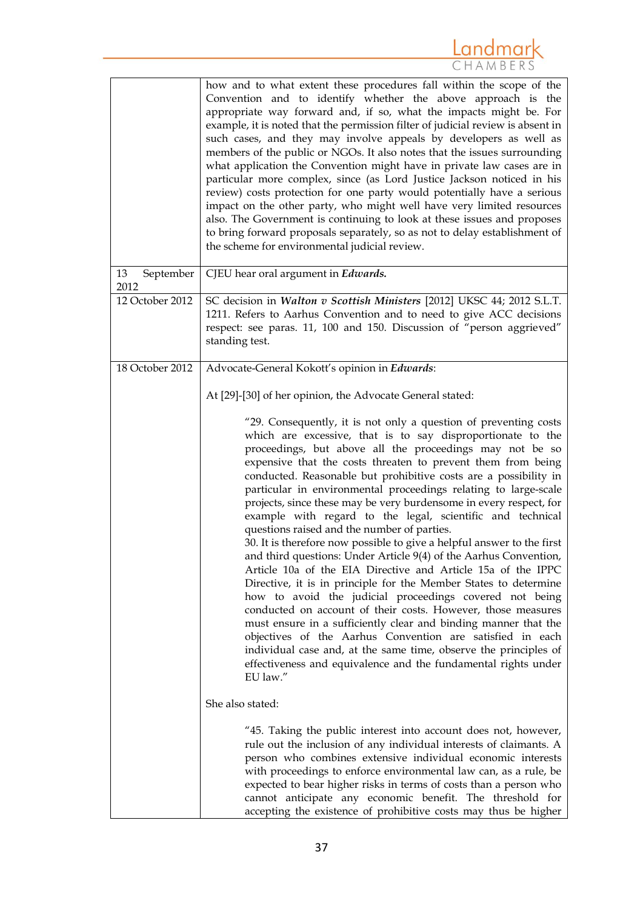| | |
|---|---|
| | how and to what extent these procedures fall within the scope of the Convention and to identify whether the above approach is the appropriate way forward and, if so, what the impacts might be. For example, it is noted that the permission filter of judicial review is absent in such cases, and they may involve appeals by developers as well as members of the public or NGOs. It also notes that the issues surrounding what application the Convention might have in private law cases are in particular more complex, since (as Lord Justice Jackson noticed in his review) costs protection for one party would potentially have a serious impact on the other party, who might well have very limited resources also. The Government is continuing to look at these issues and proposes to bring forward proposals separately, so as not to delay establishment of the scheme for environmental judicial review. |
| 13 September 2012 | CJEU hear oral argument in ***Edwards.*** |
| 12 October 2012 | SC decision in ***Walton v Scottish Ministers*** [2012] UKSC 44; 2012 S.L.T. 1211. Refers to Aarhus Convention and to need to give ACC decisions respect: see paras. 11, 100 and 150. Discussion of "person aggrieved" standing test. |
| 18 October 2012 | Advocate-General Kokott's opinion in ***Edwards***:<br><br>At [29]-[30] of her opinion, the Advocate General stated:<br><br>"29. Consequently, it is not only a question of preventing costs which are excessive, that is to say disproportionate to the proceedings, but above all the proceedings may not be so expensive that the costs threaten to prevent them from being conducted. Reasonable but prohibitive costs are a possibility in particular in environmental proceedings relating to large-scale projects, since these may be very burdensome in every respect, for example with regard to the legal, scientific and technical questions raised and the number of parties.<br>30. It is therefore now possible to give a helpful answer to the first and third questions: Under Article 9(4) of the Aarhus Convention, Article 10a of the EIA Directive and Article 15a of the IPPC Directive, it is in principle for the Member States to determine how to avoid the judicial proceedings covered not being conducted on account of their costs. However, those measures must ensure in a sufficiently clear and binding manner that the objectives of the Aarhus Convention are satisfied in each individual case and, at the same time, observe the principles of effectiveness and equivalence and the fundamental rights under EU law."<br><br>She also stated:<br><br>"45. Taking the public interest into account does not, however, rule out the inclusion of any individual interests of claimants. A person who combines extensive individual economic interests with proceedings to enforce environmental law can, as a rule, be expected to bear higher risks in terms of costs than a person who cannot anticipate any economic benefit. The threshold for accepting the existence of prohibitive costs may thus be higher |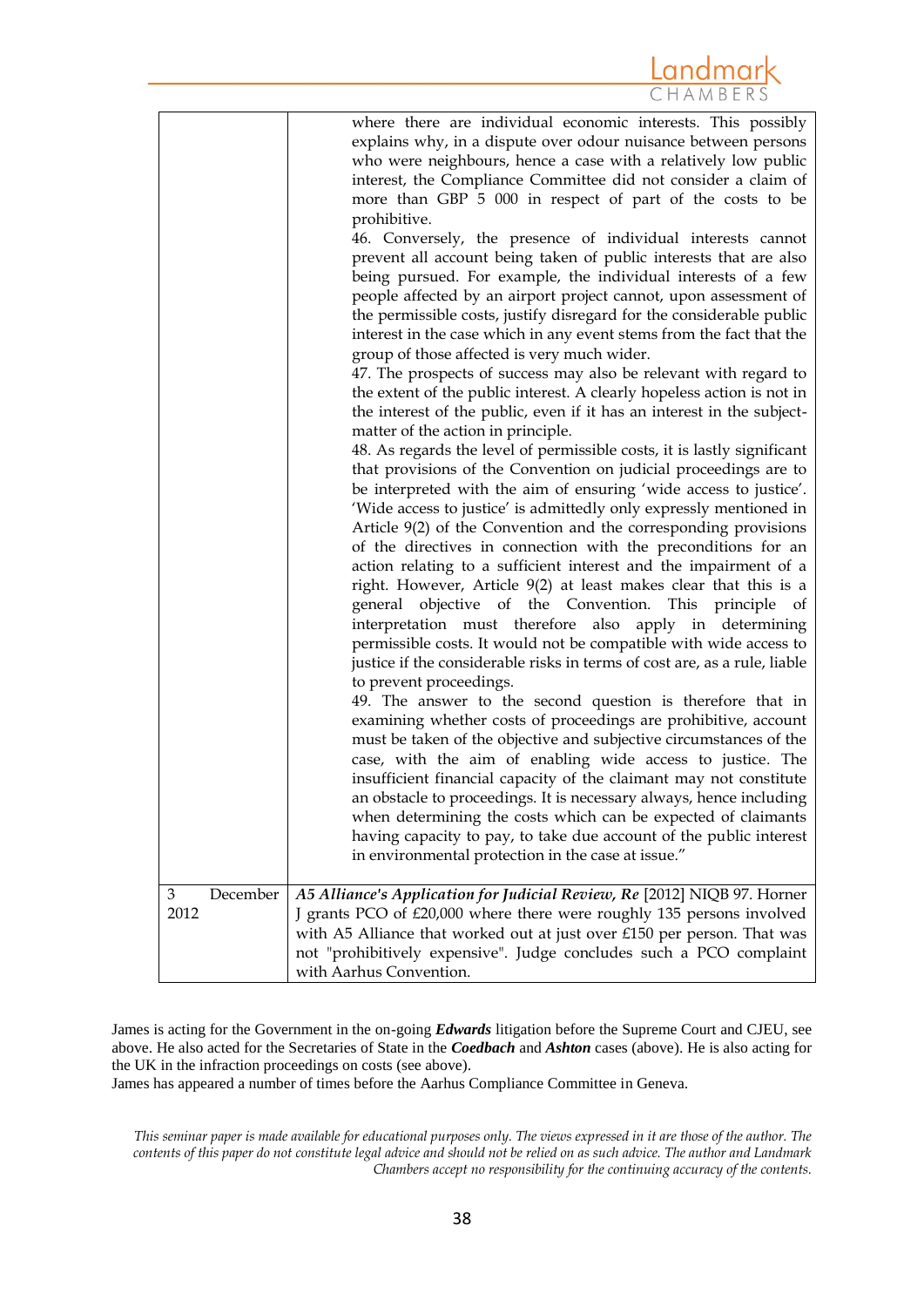| | |
|---|---|
| | where there are individual economic interests. This possibly explains why, in a dispute over odour nuisance between persons who were neighbours, hence a case with a relatively low public interest, the Compliance Committee did not consider a claim of more than GBP 5 000 in respect of part of the costs to be prohibitive.<br>46. Conversely, the presence of individual interests cannot prevent all account being taken of public interests that are also being pursued. For example, the individual interests of a few people affected by an airport project cannot, upon assessment of the permissible costs, justify disregard for the considerable public interest in the case which in any event stems from the fact that the group of those affected is very much wider.<br>47. The prospects of success may also be relevant with regard to the extent of the public interest. A clearly hopeless action is not in the interest of the public, even if it has an interest in the subject-matter of the action in principle.<br>48. As regards the level of permissible costs, it is lastly significant that provisions of the Convention on judicial proceedings are to be interpreted with the aim of ensuring 'wide access to justice'. 'Wide access to justice' is admittedly only expressly mentioned in Article 9(2) of the Convention and the corresponding provisions of the directives in connection with the preconditions for an action relating to a sufficient interest and the impairment of a right. However, Article 9(2) at least makes clear that this is a general objective of the Convention. This principle of interpretation must therefore also apply in determining permissible costs. It would not be compatible with wide access to justice if the considerable risks in terms of cost are, as a rule, liable to prevent proceedings.<br>49. The answer to the second question is therefore that in examining whether costs of proceedings are prohibitive, account must be taken of the objective and subjective circumstances of the case, with the aim of enabling wide access to justice. The insufficient financial capacity of the claimant may not constitute an obstacle to proceedings. It is necessary always, hence including when determining the costs which can be expected of claimants having capacity to pay, to take due account of the public interest in environmental protection in the case at issue." |
| 3 December 2012 | ***A5 Alliance's Application for Judicial Review, Re*** [2012] NIQB 97. Horner J grants PCO of £20,000 where there were roughly 135 persons involved with A5 Alliance that worked out at just over £150 per person. That was not "prohibitively expensive". Judge concludes such a PCO complaint with Aarhus Convention. |

James is acting for the Government in the on-going ***Edwards*** litigation before the Supreme Court and CJEU, see above. He also acted for the Secretaries of State in the ***Coedbach*** and ***Ashton*** cases (above). He is also acting for the UK in the infraction proceedings on costs (see above).

James has appeared a number of times before the Aarhus Compliance Committee in Geneva.

*This seminar paper is made available for educational purposes only. The views expressed in it are those of the author. The contents of this paper do not constitute legal advice and should not be relied on as such advice. The author and Landmark Chambers accept no responsibility for the continuing accuracy of the contents.*